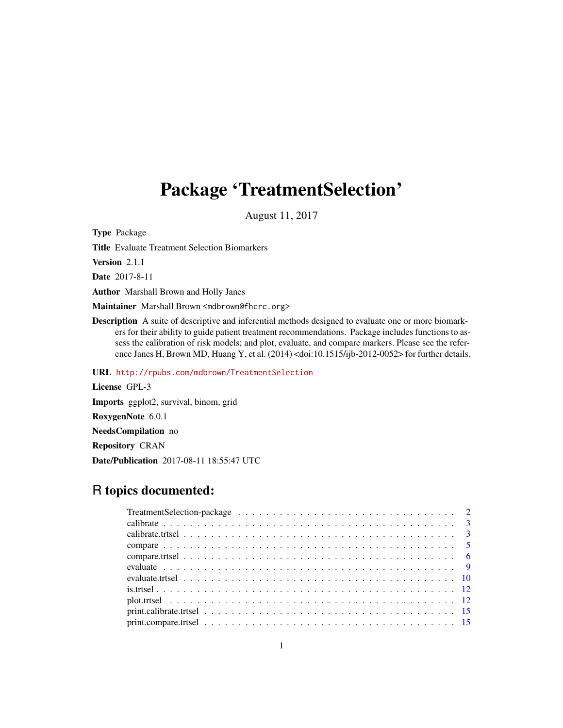# Package 'TreatmentSelection'

August 11, 2017

**Type** Package

**Title** Evaluate Treatment Selection Biomarkers

**Version** 2.1.1

**Date** 2017-8-11

**Author** Marshall Brown and Holly Janes

**Maintainer** Marshall Brown <mdbrown@fhcrc.org>

**Description** A suite of descriptive and inferential methods designed to evaluate one or more biomarkers for their ability to guide patient treatment recommendations. Package includes functions to assess the calibration of risk models; and plot, evaluate, and compare markers. Please see the reference Janes H, Brown MD, Huang Y, et al. (2014) <doi:10.1515/ijb-2012-0052> for further details.

**URL** http://rpubs.com/mdbrown/TreatmentSelection

**License** GPL-3

**Imports** ggplot2, survival, binom, grid

**RoxygenNote** 6.0.1

**NeedsCompilation** no

**Repository** CRAN

**Date/Publication** 2017-08-11 18:55:47 UTC

## R topics documented:

- TreatmentSelection-package . . . . . . . . . . 2
- calibrate . . . . . . . . . . 3
- calibrate.trtsel . . . . . . . . . . 3
- compare . . . . . . . . . . 5
- compare.trtsel . . . . . . . . . . 6
- evaluate . . . . . . . . . . 9
- evaluate.trtsel . . . . . . . . . . 10
- is.trtsel . . . . . . . . . . 12
- plot.trtsel . . . . . . . . . . 12
- print.calibrate.trtsel . . . . . . . . . . 15
- print.compare.trtsel . . . . . . . . . . 15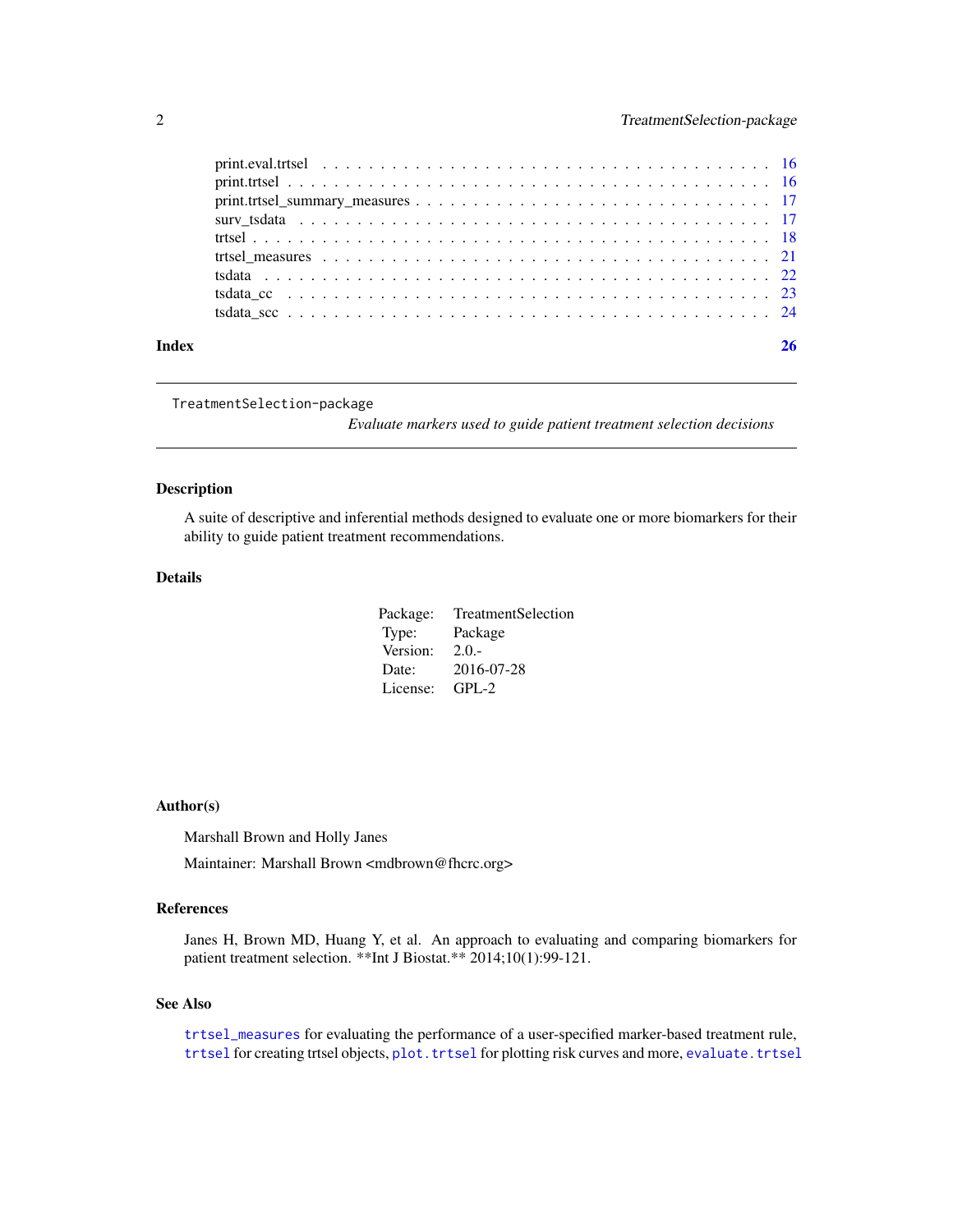print.eval.trtsel . . . . . . . . . . . . . . . . . . . . . . . . . . . . . . . . . . . 16
print.trtsel . . . . . . . . . . . . . . . . . . . . . . . . . . . . . . . . . . . . . . 16
print.trtsel_summary_measures . . . . . . . . . . . . . . . . . . . . . . . . . . . . . 17
surv_tsdata . . . . . . . . . . . . . . . . . . . . . . . . . . . . . . . . . . . . . . 17
trtsel . . . . . . . . . . . . . . . . . . . . . . . . . . . . . . . . . . . . . . . . . 18
trtsel_measures . . . . . . . . . . . . . . . . . . . . . . . . . . . . . . . . . . . . 21
tsdata . . . . . . . . . . . . . . . . . . . . . . . . . . . . . . . . . . . . . . . . . 22
tsdata_cc . . . . . . . . . . . . . . . . . . . . . . . . . . . . . . . . . . . . . . . 23
tsdata_scc . . . . . . . . . . . . . . . . . . . . . . . . . . . . . . . . . . . . . . . 24

**Index** **26**

---

`TreatmentSelection-package`

*Evaluate markers used to guide patient treatment selection decisions*

---

## Description

A suite of descriptive and inferential methods designed to evaluate one or more biomarkers for their ability to guide patient treatment recommendations.

## Details

| | |
|---|---|
| Package: | TreatmentSelection |
| Type: | Package |
| Version: | 2.0.- |
| Date: | 2016-07-28 |
| License: | GPL-2 |

## Author(s)

Marshall Brown and Holly Janes

Maintainer: Marshall Brown <mdbrown@fhcrc.org>

## References

Janes H, Brown MD, Huang Y, et al. An approach to evaluating and comparing biomarkers for patient treatment selection. **Int J Biostat.** 2014;10(1):99-121.

## See Also

`trtsel_measures` for evaluating the performance of a user-specified marker-based treatment rule, `trtsel` for creating trtsel objects, `plot.trtsel` for plotting risk curves and more, `evaluate.trtsel`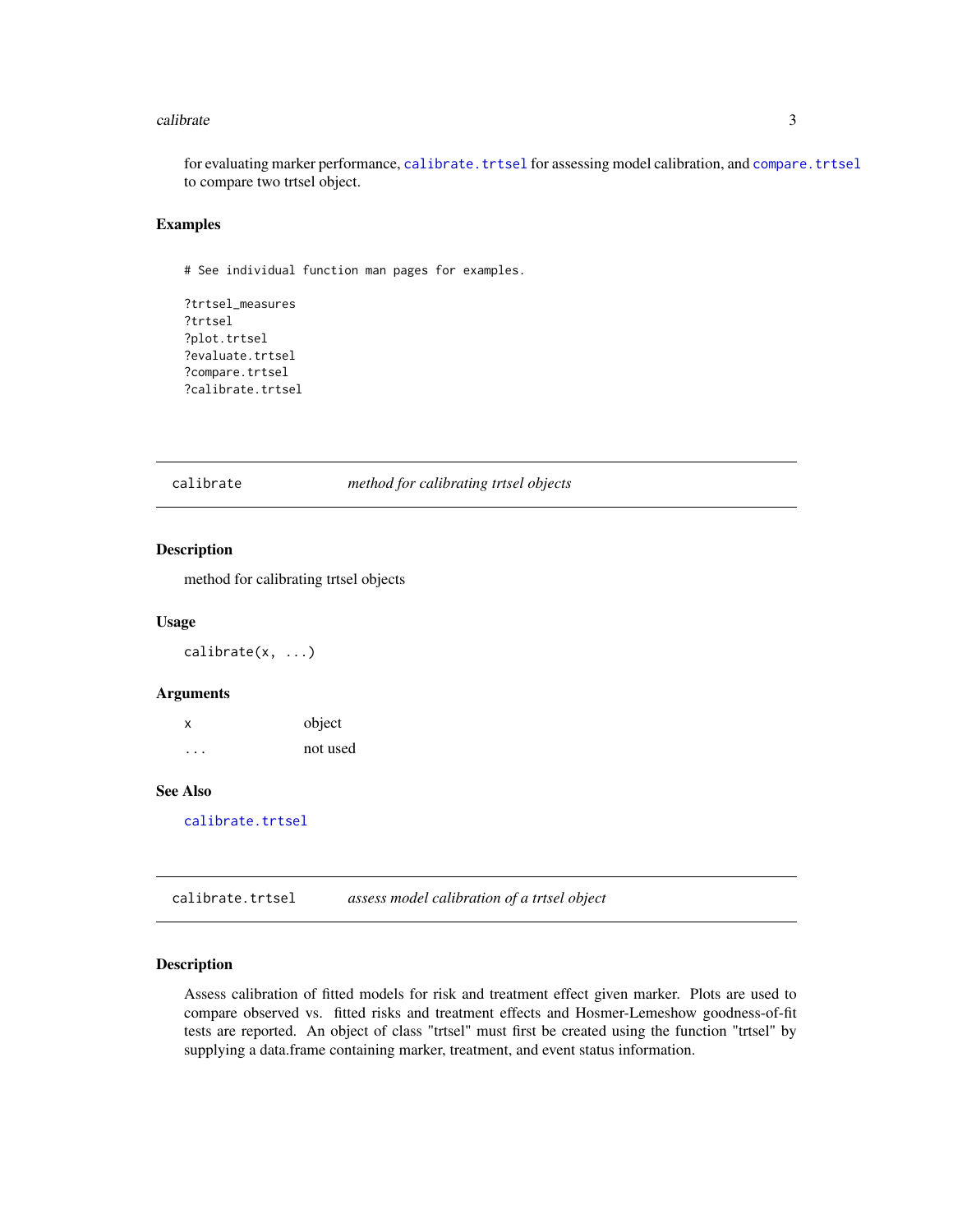for evaluating marker performance, `calibrate.trtsel` for assessing model calibration, and `compare.trtsel` to compare two trtsel object.

### Examples

```
# See individual function man pages for examples.

?trtsel_measures
?trtsel
?plot.trtsel
?evaluate.trtsel
?compare.trtsel
?calibrate.trtsel
```

---

## calibrate — *method for calibrating trtsel objects*

### Description

method for calibrating trtsel objects

### Usage

```
calibrate(x, ...)
```

### Arguments

| | |
|---|---|
| x | object |
| ... | not used |

### See Also

`calibrate.trtsel`

---

## calibrate.trtsel — *assess model calibration of a trtsel object*

### Description

Assess calibration of fitted models for risk and treatment effect given marker. Plots are used to compare observed vs. fitted risks and treatment effects and Hosmer-Lemeshow goodness-of-fit tests are reported. An object of class "trtsel" must first be created using the function "trtsel" by supplying a data.frame containing marker, treatment, and event status information.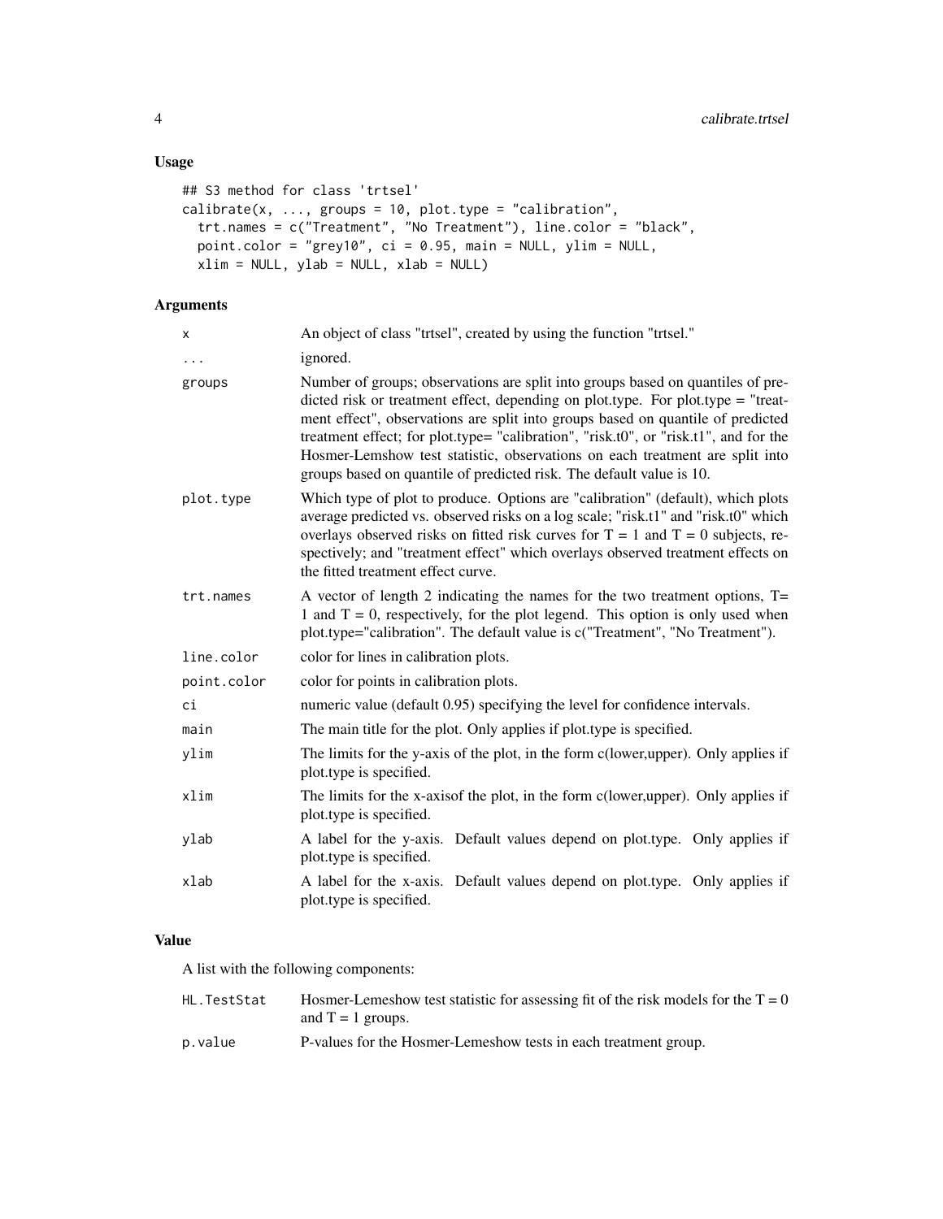## Usage

```
## S3 method for class 'trtsel'
calibrate(x, ..., groups = 10, plot.type = "calibration",
  trt.names = c("Treatment", "No Treatment"), line.color = "black",
  point.color = "grey10", ci = 0.95, main = NULL, ylim = NULL,
  xlim = NULL, ylab = NULL, xlab = NULL)
```

## Arguments

| | |
|---|---|
| x | An object of class "trtsel", created by using the function "trtsel." |
| ... | ignored. |
| groups | Number of groups; observations are split into groups based on quantiles of predicted risk or treatment effect, depending on plot.type. For plot.type = "treatment effect", observations are split into groups based on quantile of predicted treatment effect; for plot.type= "calibration", "risk.t0", or "risk.t1", and for the Hosmer-Lemshow test statistic, observations on each treatment are split into groups based on quantile of predicted risk. The default value is 10. |
| plot.type | Which type of plot to produce. Options are "calibration" (default), which plots average predicted vs. observed risks on a log scale; "risk.t1" and "risk.t0" which overlays observed risks on fitted risk curves for T = 1 and T = 0 subjects, respectively; and "treatment effect" which overlays observed treatment effects on the fitted treatment effect curve. |
| trt.names | A vector of length 2 indicating the names for the two treatment options, T= 1 and T = 0, respectively, for the plot legend. This option is only used when plot.type="calibration". The default value is c("Treatment", "No Treatment"). |
| line.color | color for lines in calibration plots. |
| point.color | color for points in calibration plots. |
| ci | numeric value (default 0.95) specifying the level for confidence intervals. |
| main | The main title for the plot. Only applies if plot.type is specified. |
| ylim | The limits for the y-axis of the plot, in the form c(lower,upper). Only applies if plot.type is specified. |
| xlim | The limits for the x-axisof the plot, in the form c(lower,upper). Only applies if plot.type is specified. |
| ylab | A label for the y-axis. Default values depend on plot.type. Only applies if plot.type is specified. |
| xlab | A label for the x-axis. Default values depend on plot.type. Only applies if plot.type is specified. |

## Value

A list with the following components:

| | |
|---|---|
| HL.TestStat | Hosmer-Lemeshow test statistic for assessing fit of the risk models for the T = 0 and T = 1 groups. |
| p.value | P-values for the Hosmer-Lemeshow tests in each treatment group. |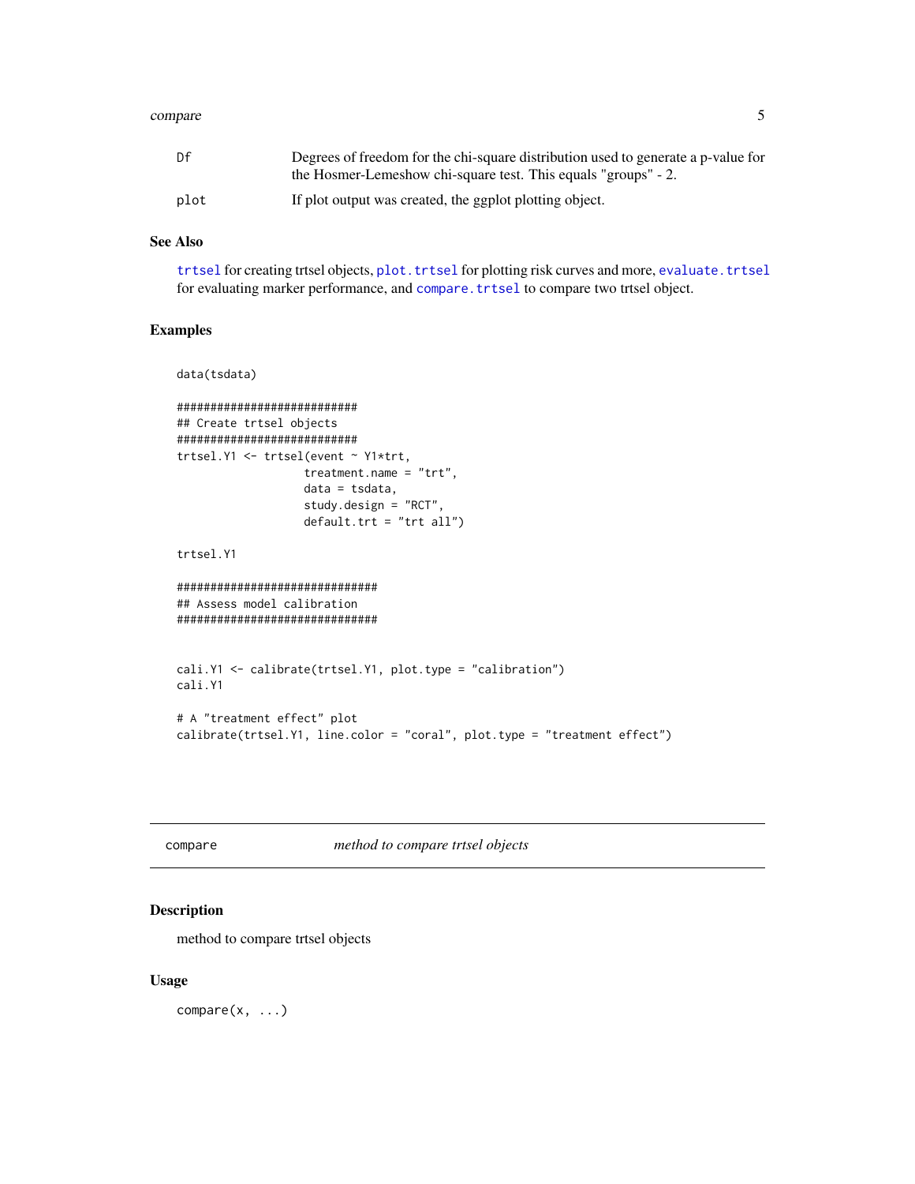| | |
|---|---|
| Df | Degrees of freedom for the chi-square distribution used to generate a p-value for the Hosmer-Lemeshow chi-square test. This equals "groups" - 2. |
| plot | If plot output was created, the ggplot plotting object. |

### See Also

trtsel for creating trtsel objects, plot.trtsel for plotting risk curves and more, evaluate.trtsel for evaluating marker performance, and compare.trtsel to compare two trtsel object.

### Examples

```
data(tsdata)

###########################
## Create trtsel objects
###########################
trtsel.Y1 <- trtsel(event ~ Y1*trt,
                   treatment.name = "trt",
                   data = tsdata,
                   study.design = "RCT",
                   default.trt = "trt all")

trtsel.Y1

##############################
## Assess model calibration
##############################


cali.Y1 <- calibrate(trtsel.Y1, plot.type = "calibration")
cali.Y1

# A "treatment effect" plot
calibrate(trtsel.Y1, line.color = "coral", plot.type = "treatment effect")
```

---

## compare — *method to compare trtsel objects*

### Description

method to compare trtsel objects

### Usage

```
compare(x, ...)
```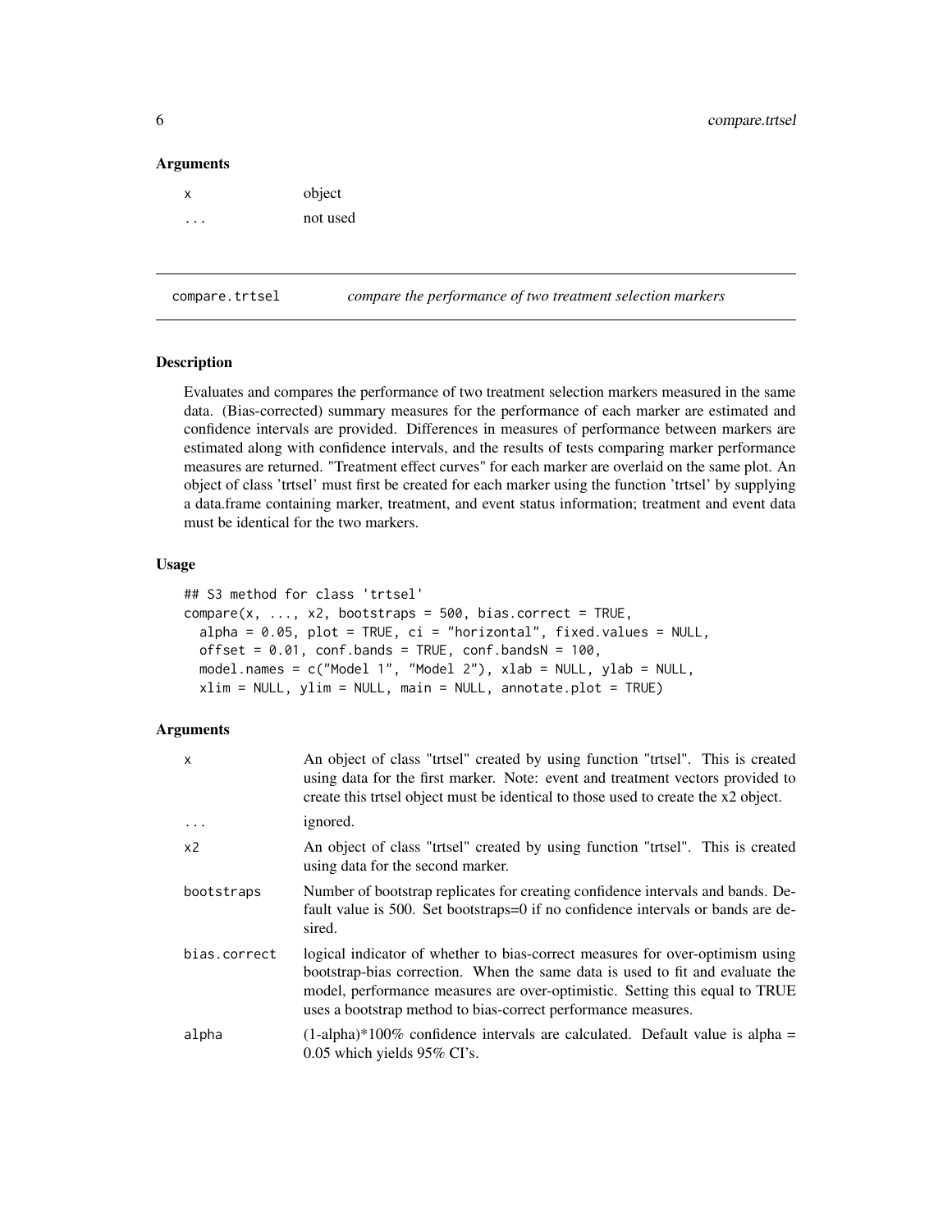## Arguments

| | |
|---|---|
| x | object |
| ... | not used |

---

## compare.trtsel &nbsp;&nbsp;&nbsp; *compare the performance of two treatment selection markers*

---

### Description

Evaluates and compares the performance of two treatment selection markers measured in the same data. (Bias-corrected) summary measures for the performance of each marker are estimated and confidence intervals are provided. Differences in measures of performance between markers are estimated along with confidence intervals, and the results of tests comparing marker performance measures are returned. "Treatment effect curves" for each marker are overlaid on the same plot. An object of class 'trtsel' must first be created for each marker using the function 'trtsel' by supplying a data.frame containing marker, treatment, and event status information; treatment and event data must be identical for the two markers.

### Usage

```
## S3 method for class 'trtsel'
compare(x, ..., x2, bootstraps = 500, bias.correct = TRUE,
  alpha = 0.05, plot = TRUE, ci = "horizontal", fixed.values = NULL,
  offset = 0.01, conf.bands = TRUE, conf.bandsN = 100,
  model.names = c("Model 1", "Model 2"), xlab = NULL, ylab = NULL,
  xlim = NULL, ylim = NULL, main = NULL, annotate.plot = TRUE)
```

### Arguments

| | |
|---|---|
| x | An object of class "trtsel" created by using function "trtsel". This is created using data for the first marker. Note: event and treatment vectors provided to create this trtsel object must be identical to those used to create the x2 object. |
| ... | ignored. |
| x2 | An object of class "trtsel" created by using function "trtsel". This is created using data for the second marker. |
| bootstraps | Number of bootstrap replicates for creating confidence intervals and bands. Default value is 500. Set bootstraps=0 if no confidence intervals or bands are desired. |
| bias.correct | logical indicator of whether to bias-correct measures for over-optimism using bootstrap-bias correction. When the same data is used to fit and evaluate the model, performance measures are over-optimistic. Setting this equal to TRUE uses a bootstrap method to bias-correct performance measures. |
| alpha | (1-alpha)*100% confidence intervals are calculated. Default value is alpha = 0.05 which yields 95% CI's. |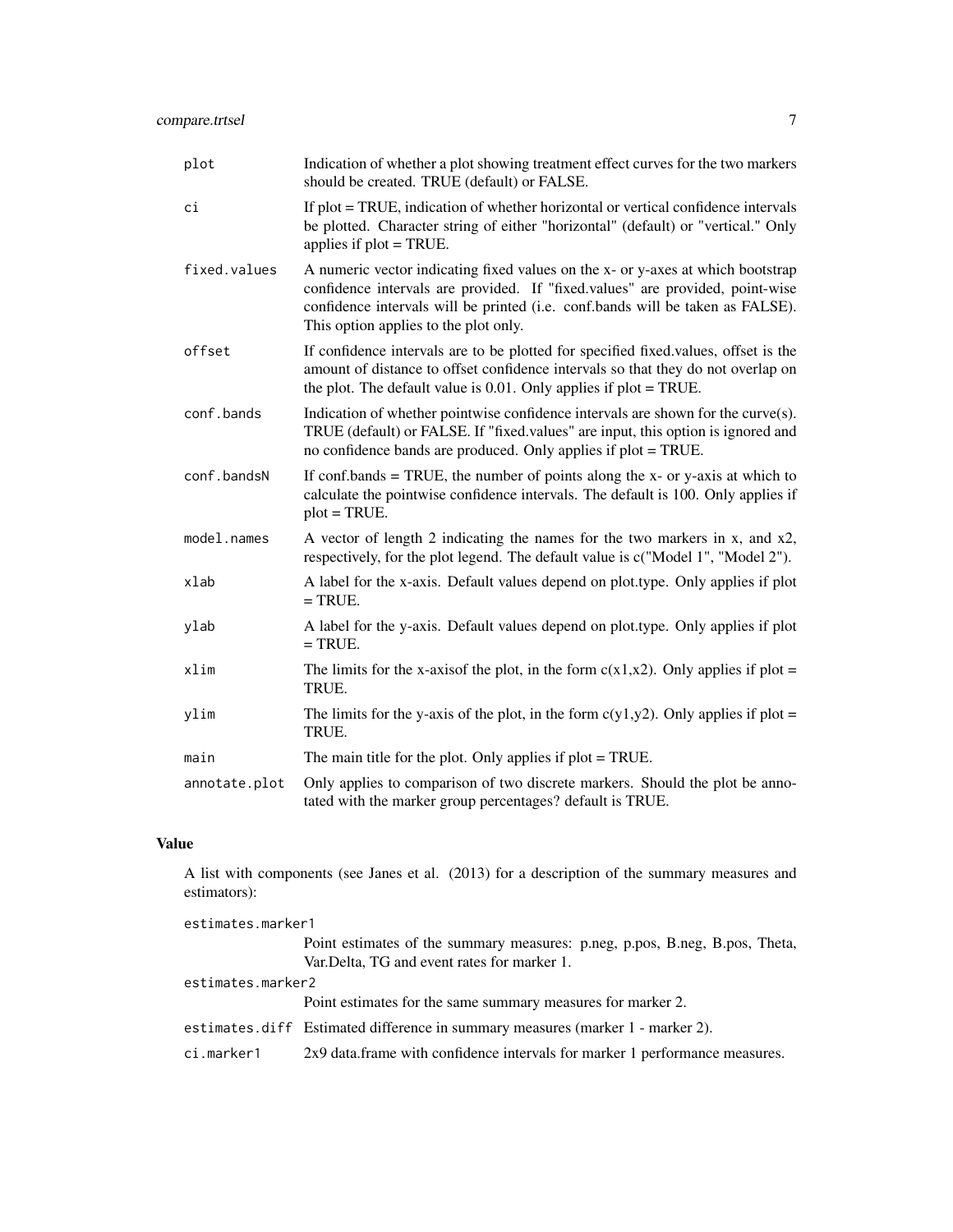| | |
|---|---|
| `plot` | Indication of whether a plot showing treatment effect curves for the two markers should be created. TRUE (default) or FALSE. |
| `ci` | If plot = TRUE, indication of whether horizontal or vertical confidence intervals be plotted. Character string of either "horizontal" (default) or "vertical." Only applies if plot = TRUE. |
| `fixed.values` | A numeric vector indicating fixed values on the x- or y-axes at which bootstrap confidence intervals are provided. If "fixed.values" are provided, point-wise confidence intervals will be printed (i.e. conf.bands will be taken as FALSE). This option applies to the plot only. |
| `offset` | If confidence intervals are to be plotted for specified fixed.values, offset is the amount of distance to offset confidence intervals so that they do not overlap on the plot. The default value is 0.01. Only applies if plot = TRUE. |
| `conf.bands` | Indication of whether pointwise confidence intervals are shown for the curve(s). TRUE (default) or FALSE. If "fixed.values" are input, this option is ignored and no confidence bands are produced. Only applies if plot = TRUE. |
| `conf.bandsN` | If conf.bands = TRUE, the number of points along the x- or y-axis at which to calculate the pointwise confidence intervals. The default is 100. Only applies if plot = TRUE. |
| `model.names` | A vector of length 2 indicating the names for the two markers in x, and x2, respectively, for the plot legend. The default value is c("Model 1", "Model 2"). |
| `xlab` | A label for the x-axis. Default values depend on plot.type. Only applies if plot = TRUE. |
| `ylab` | A label for the y-axis. Default values depend on plot.type. Only applies if plot = TRUE. |
| `xlim` | The limits for the x-axisof the plot, in the form c(x1,x2). Only applies if plot = TRUE. |
| `ylim` | The limits for the y-axis of the plot, in the form c(y1,y2). Only applies if plot = TRUE. |
| `main` | The main title for the plot. Only applies if plot = TRUE. |
| `annotate.plot` | Only applies to comparison of two discrete markers. Should the plot be annotated with the marker group percentages? default is TRUE. |

## Value

A list with components (see Janes et al. (2013) for a description of the summary measures and estimators):

| | |
|---|---|
| `estimates.marker1` | Point estimates of the summary measures: p.neg, p.pos, B.neg, B.pos, Theta, Var.Delta, TG and event rates for marker 1. |
| `estimates.marker2` | Point estimates for the same summary measures for marker 2. |
| `estimates.diff` | Estimated difference in summary measures (marker 1 - marker 2). |
| `ci.marker1` | 2x9 data.frame with confidence intervals for marker 1 performance measures. |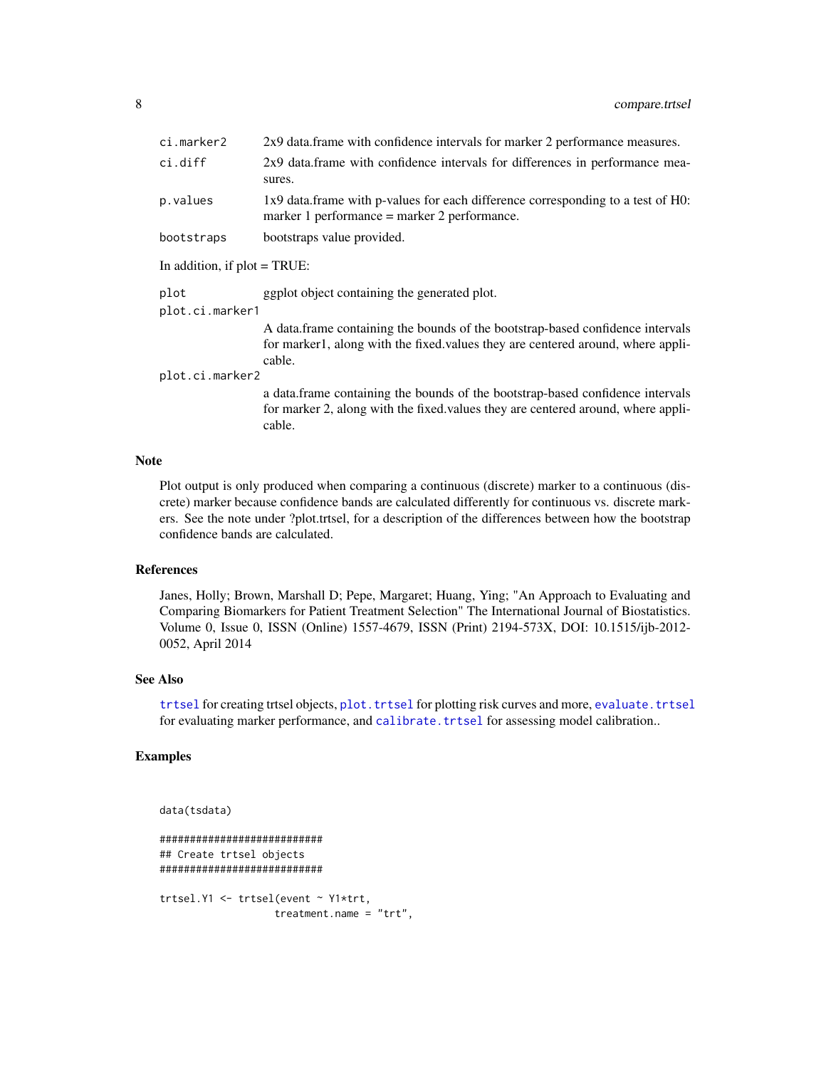| | |
|---|---|
| ci.marker2 | 2x9 data.frame with confidence intervals for marker 2 performance measures. |
| ci.diff | 2x9 data.frame with confidence intervals for differences in performance measures. |
| p.values | 1x9 data.frame with p-values for each difference corresponding to a test of H0: marker 1 performance = marker 2 performance. |
| bootstraps | bootstraps value provided. |

In addition, if plot = TRUE:

| | |
|---|---|
| plot | ggplot object containing the generated plot. |
| plot.ci.marker1 | A data.frame containing the bounds of the bootstrap-based confidence intervals for marker1, along with the fixed.values they are centered around, where applicable. |
| plot.ci.marker2 | a data.frame containing the bounds of the bootstrap-based confidence intervals for marker 2, along with the fixed.values they are centered around, where applicable. |

## Note

Plot output is only produced when comparing a continuous (discrete) marker to a continuous (discrete) marker because confidence bands are calculated differently for continuous vs. discrete markers. See the note under ?plot.trtsel, for a description of the differences between how the bootstrap confidence bands are calculated.

## References

Janes, Holly; Brown, Marshall D; Pepe, Margaret; Huang, Ying; "An Approach to Evaluating and Comparing Biomarkers for Patient Treatment Selection" The International Journal of Biostatistics. Volume 0, Issue 0, ISSN (Online) 1557-4679, ISSN (Print) 2194-573X, DOI: 10.1515/ijb-2012-0052, April 2014

## See Also

trtsel for creating trtsel objects, plot.trtsel for plotting risk curves and more, evaluate.trtsel for evaluating marker performance, and calibrate.trtsel for assessing model calibration..

## Examples

```
data(tsdata)

###########################
## Create trtsel objects
###########################

trtsel.Y1 <- trtsel(event ~ Y1*trt,
                   treatment.name = "trt",
```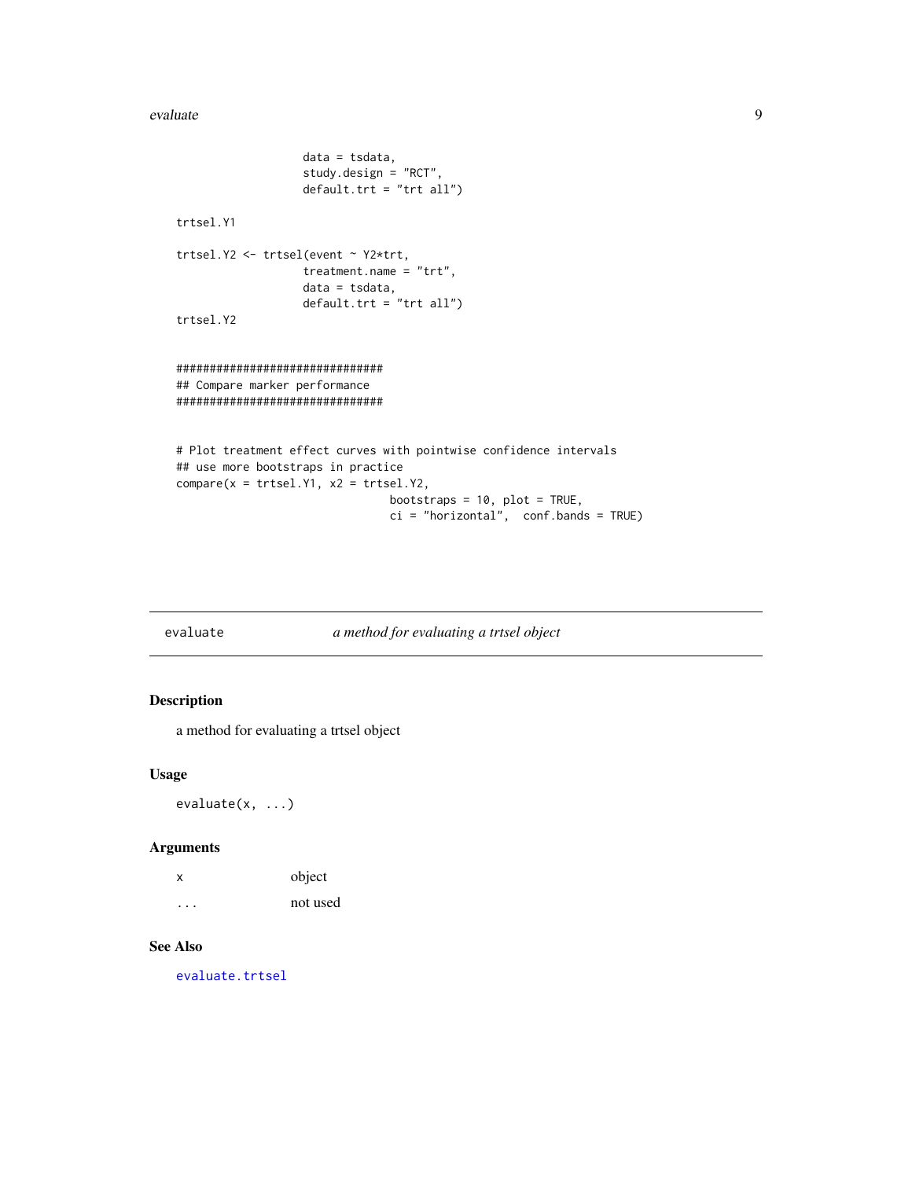```
                  data = tsdata,
                  study.design = "RCT",
                  default.trt = "trt all")

trtsel.Y1

trtsel.Y2 <- trtsel(event ~ Y2*trt,
                  treatment.name = "trt",
                  data = tsdata,
                  default.trt = "trt all")
trtsel.Y2


###############################
## Compare marker performance
###############################


# Plot treatment effect curves with pointwise confidence intervals
## use more bootstraps in practice
compare(x = trtsel.Y1, x2 = trtsel.Y2,
                              bootstraps = 10, plot = TRUE,
                              ci = "horizontal",  conf.bands = TRUE)
```

## evaluate — *a method for evaluating a trtsel object*

### Description

a method for evaluating a trtsel object

### Usage

```
evaluate(x, ...)
```

### Arguments

| | |
|---|---|
| x | object |
| ... | not used |

### See Also

evaluate.trtsel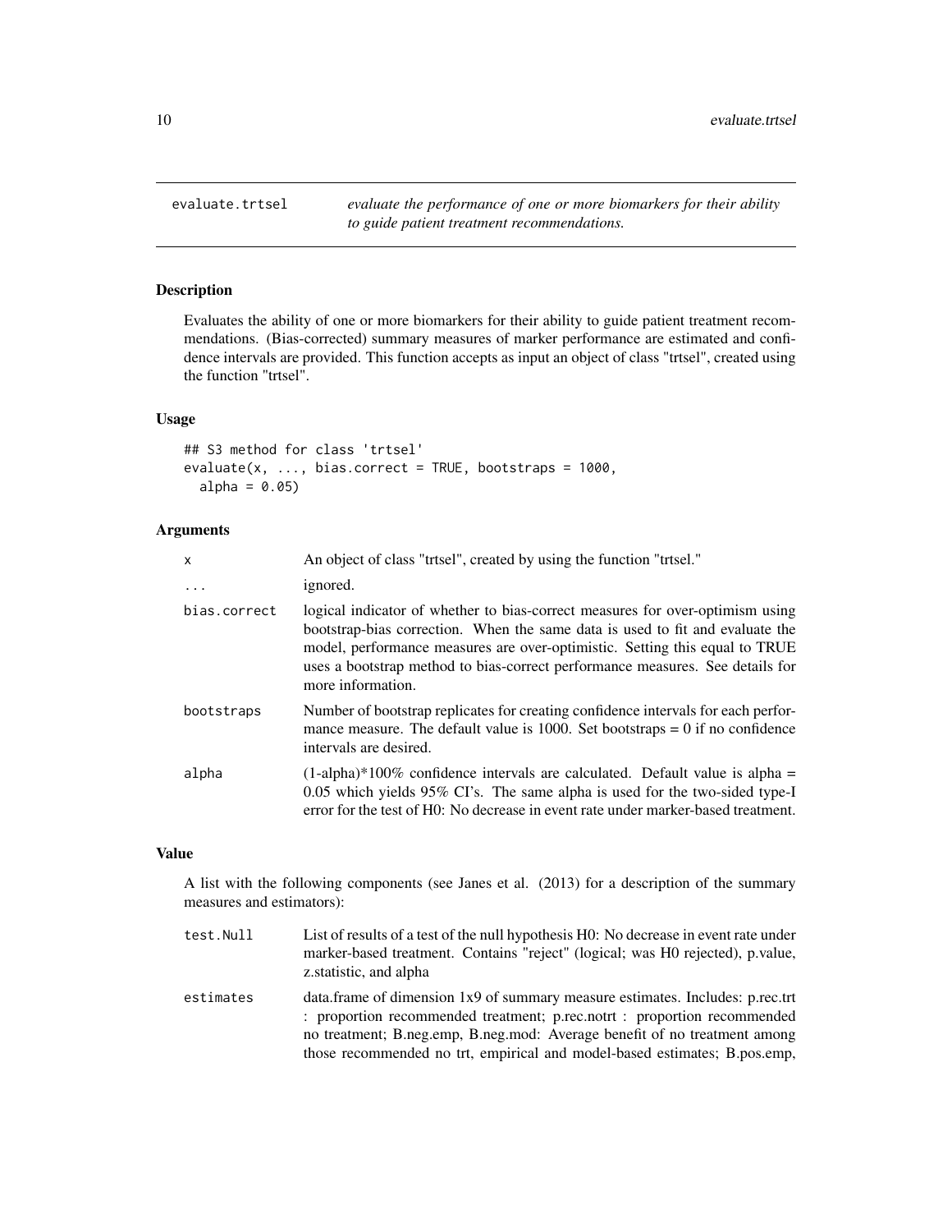## evaluate.trtsel

*evaluate the performance of one or more biomarkers for their ability to guide patient treatment recommendations.*

### Description

Evaluates the ability of one or more biomarkers for their ability to guide patient treatment recommendations. (Bias-corrected) summary measures of marker performance are estimated and confidence intervals are provided. This function accepts as input an object of class "trtsel", created using the function "trtsel".

### Usage

```
## S3 method for class 'trtsel'
evaluate(x, ..., bias.correct = TRUE, bootstraps = 1000,
  alpha = 0.05)
```

### Arguments

| | |
|---|---|
| x | An object of class "trtsel", created by using the function "trtsel." |
| ... | ignored. |
| bias.correct | logical indicator of whether to bias-correct measures for over-optimism using bootstrap-bias correction. When the same data is used to fit and evaluate the model, performance measures are over-optimistic. Setting this equal to TRUE uses a bootstrap method to bias-correct performance measures. See details for more information. |
| bootstraps | Number of bootstrap replicates for creating confidence intervals for each performance measure. The default value is 1000. Set bootstraps = 0 if no confidence intervals are desired. |
| alpha | (1-alpha)*100% confidence intervals are calculated. Default value is alpha = 0.05 which yields 95% CI's. The same alpha is used for the two-sided type-I error for the test of H0: No decrease in event rate under marker-based treatment. |

### Value

A list with the following components (see Janes et al. (2013) for a description of the summary measures and estimators):

| | |
|---|---|
| test.Null | List of results of a test of the null hypothesis H0: No decrease in event rate under marker-based treatment. Contains "reject" (logical; was H0 rejected), p.value, z.statistic, and alpha |
| estimates | data.frame of dimension 1x9 of summary measure estimates. Includes: p.rec.trt : proportion recommended treatment; p.rec.notrt : proportion recommended no treatment; B.neg.emp, B.neg.mod: Average benefit of no treatment among those recommended no trt, empirical and model-based estimates; B.pos.emp, |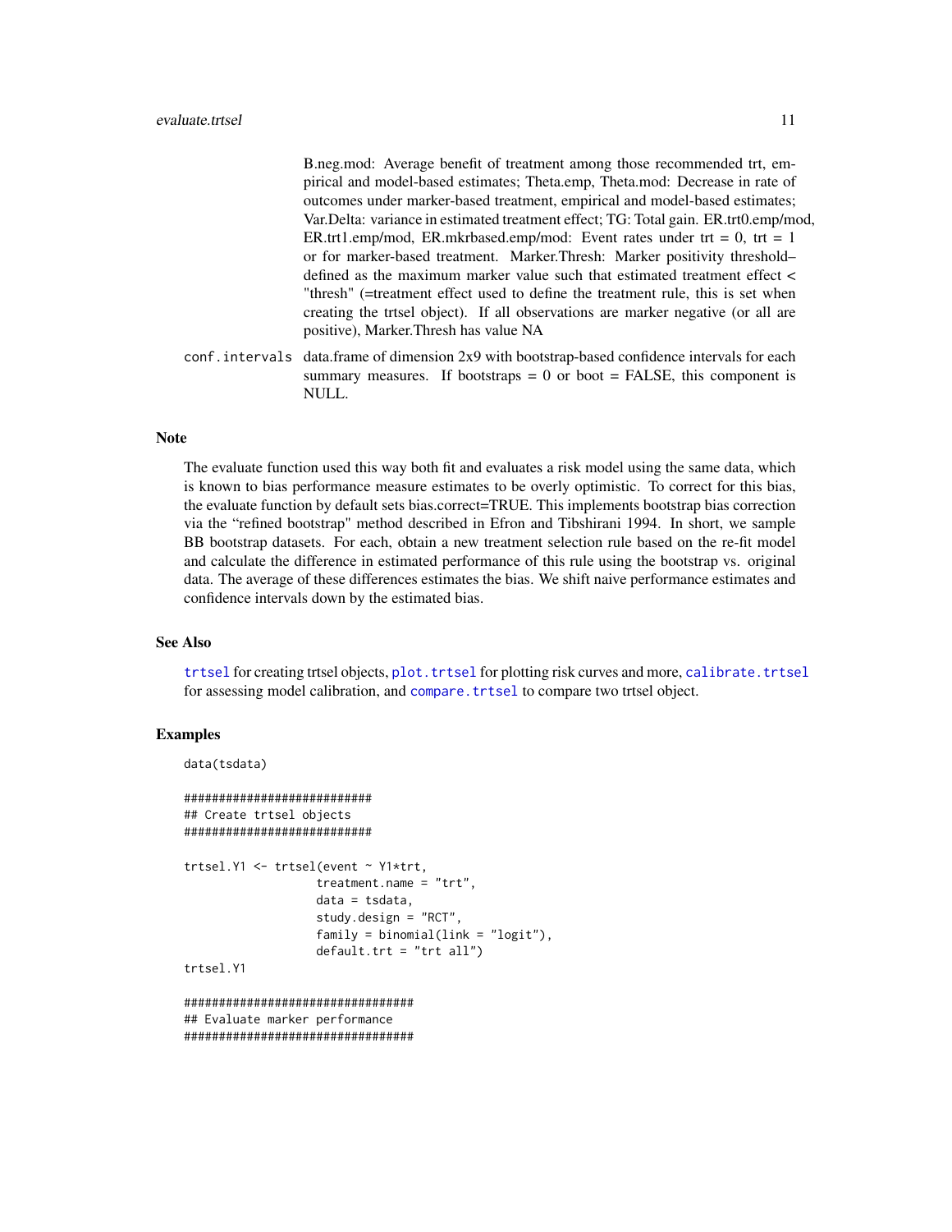B.neg.mod: Average benefit of treatment among those recommended trt, empirical and model-based estimates; Theta.emp, Theta.mod: Decrease in rate of outcomes under marker-based treatment, empirical and model-based estimates; Var.Delta: variance in estimated treatment effect; TG: Total gain. ER.trt0.emp/mod, ER.trt1.emp/mod, ER.mkrbased.emp/mod: Event rates under trt = 0, trt = 1 or for marker-based treatment. Marker.Thresh: Marker positivity threshold– defined as the maximum marker value such that estimated treatment effect < "thresh" (=treatment effect used to define the treatment rule, this is set when creating the trtsel object). If all observations are marker negative (or all are positive), Marker.Thresh has value NA

`conf.intervals` data.frame of dimension 2x9 with bootstrap-based confidence intervals for each summary measures. If bootstraps = 0 or boot = FALSE, this component is NULL.

## Note

The evaluate function used this way both fit and evaluates a risk model using the same data, which is known to bias performance measure estimates to be overly optimistic. To correct for this bias, the evaluate function by default sets bias.correct=TRUE. This implements bootstrap bias correction via the "refined bootstrap" method described in Efron and Tibshirani 1994. In short, we sample BB bootstrap datasets. For each, obtain a new treatment selection rule based on the re-fit model and calculate the difference in estimated performance of this rule using the bootstrap vs. original data. The average of these differences estimates the bias. We shift naive performance estimates and confidence intervals down by the estimated bias.

## See Also

`trtsel` for creating trtsel objects, `plot.trtsel` for plotting risk curves and more, `calibrate.trtsel` for assessing model calibration, and `compare.trtsel` to compare two trtsel object.

## Examples

```
data(tsdata)

###########################
## Create trtsel objects
###########################

trtsel.Y1 <- trtsel(event ~ Y1*trt,
                   treatment.name = "trt",
                   data = tsdata,
                   study.design = "RCT",
                   family = binomial(link = "logit"),
                   default.trt = "trt all")
trtsel.Y1

#################################
## Evaluate marker performance
#################################
```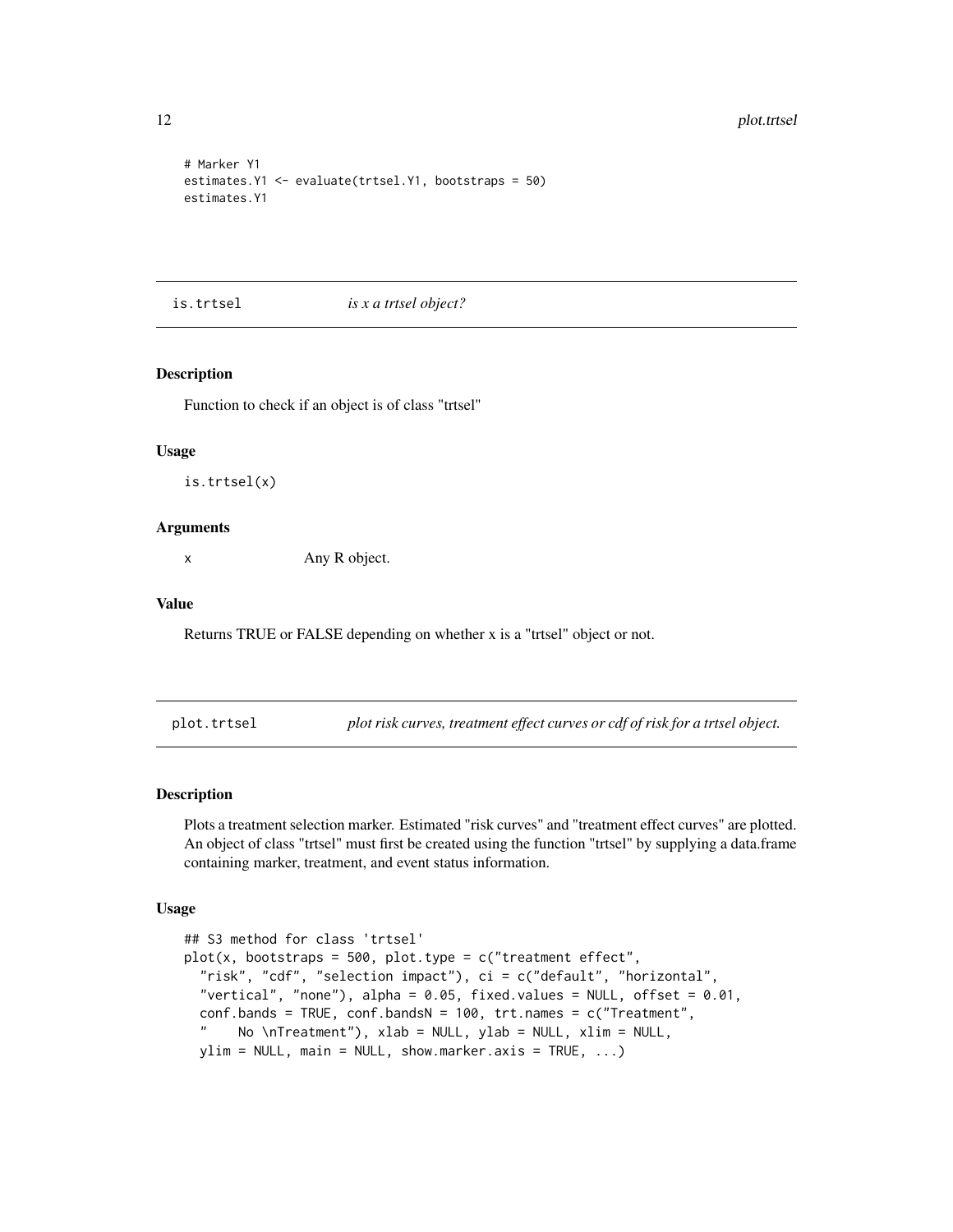```
# Marker Y1
estimates.Y1 <- evaluate(trtsel.Y1, bootstraps = 50)
estimates.Y1
```

## is.trtsel *is x a trtsel object?*

### Description

Function to check if an object is of class "trtsel"

### Usage

```
is.trtsel(x)
```

### Arguments

| | |
|---|---|
| x | Any R object. |

### Value

Returns TRUE or FALSE depending on whether x is a "trtsel" object or not.

## plot.trtsel *plot risk curves, treatment effect curves or cdf of risk for a trtsel object.*

### Description

Plots a treatment selection marker. Estimated "risk curves" and "treatment effect curves" are plotted. An object of class "trtsel" must first be created using the function "trtsel" by supplying a data.frame containing marker, treatment, and event status information.

### Usage

```
## S3 method for class 'trtsel'
plot(x, bootstraps = 500, plot.type = c("treatment effect",
  "risk", "cdf", "selection impact"), ci = c("default", "horizontal",
  "vertical", "none"), alpha = 0.05, fixed.values = NULL, offset = 0.01,
  conf.bands = TRUE, conf.bandsN = 100, trt.names = c("Treatment",
  "    No \nTreatment"), xlab = NULL, ylab = NULL, xlim = NULL,
  ylim = NULL, main = NULL, show.marker.axis = TRUE, ...)
```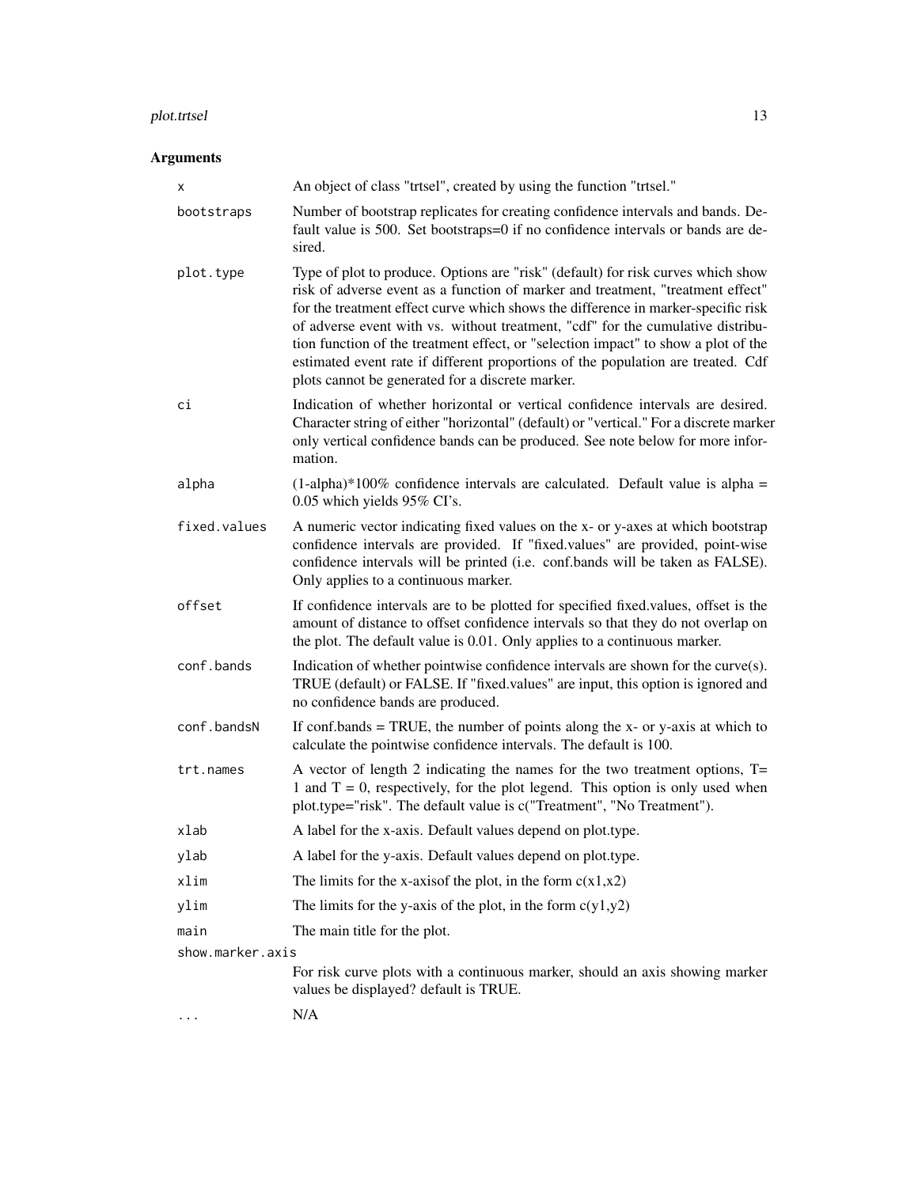## Arguments

| | |
|---|---|
| `x` | An object of class "trtsel", created by using the function "trtsel." |
| `bootstraps` | Number of bootstrap replicates for creating confidence intervals and bands. Default value is 500. Set bootstraps=0 if no confidence intervals or bands are desired. |
| `plot.type` | Type of plot to produce. Options are "risk" (default) for risk curves which show risk of adverse event as a function of marker and treatment, "treatment effect" for the treatment effect curve which shows the difference in marker-specific risk of adverse event with vs. without treatment, "cdf" for the cumulative distribution function of the treatment effect, or "selection impact" to show a plot of the estimated event rate if different proportions of the population are treated. Cdf plots cannot be generated for a discrete marker. |
| `ci` | Indication of whether horizontal or vertical confidence intervals are desired. Character string of either "horizontal" (default) or "vertical." For a discrete marker only vertical confidence bands can be produced. See note below for more information. |
| `alpha` | (1-alpha)*100% confidence intervals are calculated. Default value is alpha = 0.05 which yields 95% CI's. |
| `fixed.values` | A numeric vector indicating fixed values on the x- or y-axes at which bootstrap confidence intervals are provided. If "fixed.values" are provided, point-wise confidence intervals will be printed (i.e. conf.bands will be taken as FALSE). Only applies to a continuous marker. |
| `offset` | If confidence intervals are to be plotted for specified fixed.values, offset is the amount of distance to offset confidence intervals so that they do not overlap on the plot. The default value is 0.01. Only applies to a continuous marker. |
| `conf.bands` | Indication of whether pointwise confidence intervals are shown for the curve(s). TRUE (default) or FALSE. If "fixed.values" are input, this option is ignored and no confidence bands are produced. |
| `conf.bandsN` | If conf.bands = TRUE, the number of points along the x- or y-axis at which to calculate the pointwise confidence intervals. The default is 100. |
| `trt.names` | A vector of length 2 indicating the names for the two treatment options, T= 1 and T = 0, respectively, for the plot legend. This option is only used when plot.type="risk". The default value is c("Treatment", "No Treatment"). |
| `xlab` | A label for the x-axis. Default values depend on plot.type. |
| `ylab` | A label for the y-axis. Default values depend on plot.type. |
| `xlim` | The limits for the x-axisof the plot, in the form c(x1,x2) |
| `ylim` | The limits for the y-axis of the plot, in the form c(y1,y2) |
| `main` | The main title for the plot. |
| `show.marker.axis` | For risk curve plots with a continuous marker, should an axis showing marker values be displayed? default is TRUE. |
| `...` | N/A |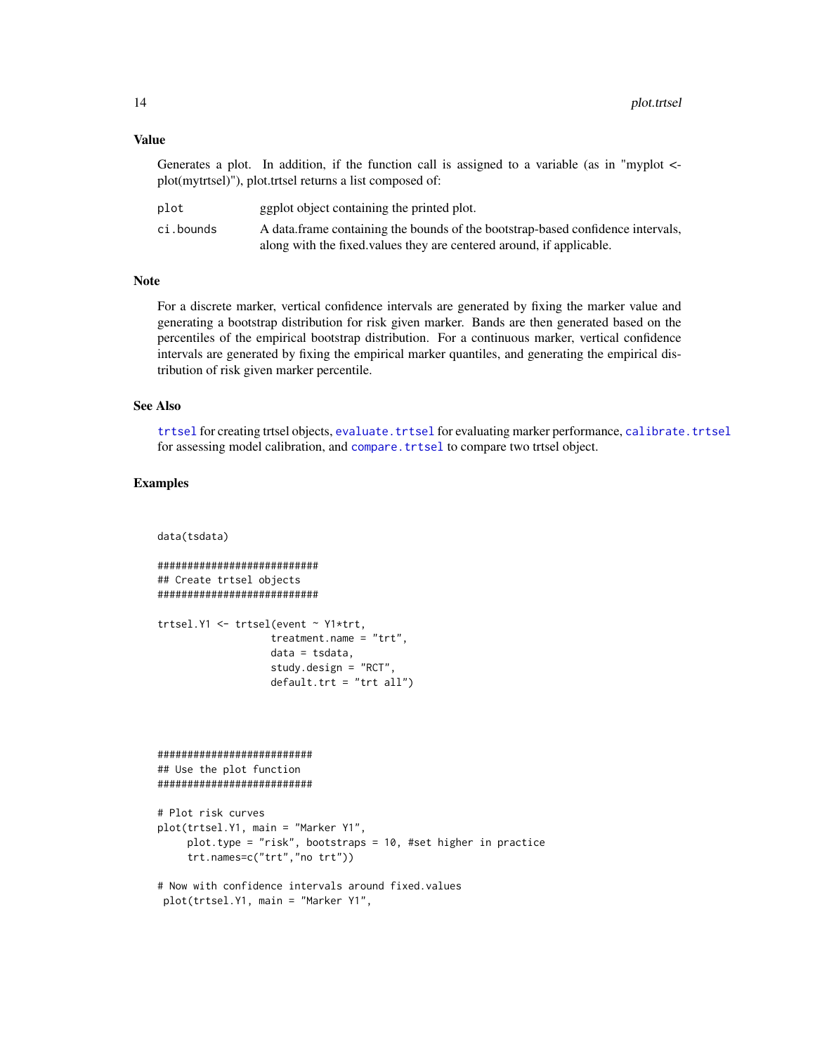## Value

Generates a plot. In addition, if the function call is assigned to a variable (as in "myplot <- plot(mytrtsel)"), plot.trtsel returns a list composed of:

| | |
|---|---|
| `plot` | ggplot object containing the printed plot. |
| `ci.bounds` | A data.frame containing the bounds of the bootstrap-based confidence intervals, along with the fixed.values they are centered around, if applicable. |

## Note

For a discrete marker, vertical confidence intervals are generated by fixing the marker value and generating a bootstrap distribution for risk given marker. Bands are then generated based on the percentiles of the empirical bootstrap distribution. For a continuous marker, vertical confidence intervals are generated by fixing the empirical marker quantiles, and generating the empirical distribution of risk given marker percentile.

## See Also

`trtsel` for creating trtsel objects, `evaluate.trtsel` for evaluating marker performance, `calibrate.trtsel` for assessing model calibration, and `compare.trtsel` to compare two trtsel object.

## Examples

```
data(tsdata)

###########################
## Create trtsel objects
###########################

trtsel.Y1 <- trtsel(event ~ Y1*trt,
                   treatment.name = "trt",
                   data = tsdata,
                   study.design = "RCT",
                   default.trt = "trt all")



##########################
## Use the plot function
##########################

# Plot risk curves
plot(trtsel.Y1, main = "Marker Y1",
     plot.type = "risk", bootstraps = 10, #set higher in practice
     trt.names=c("trt","no trt"))

# Now with confidence intervals around fixed.values
 plot(trtsel.Y1, main = "Marker Y1",
```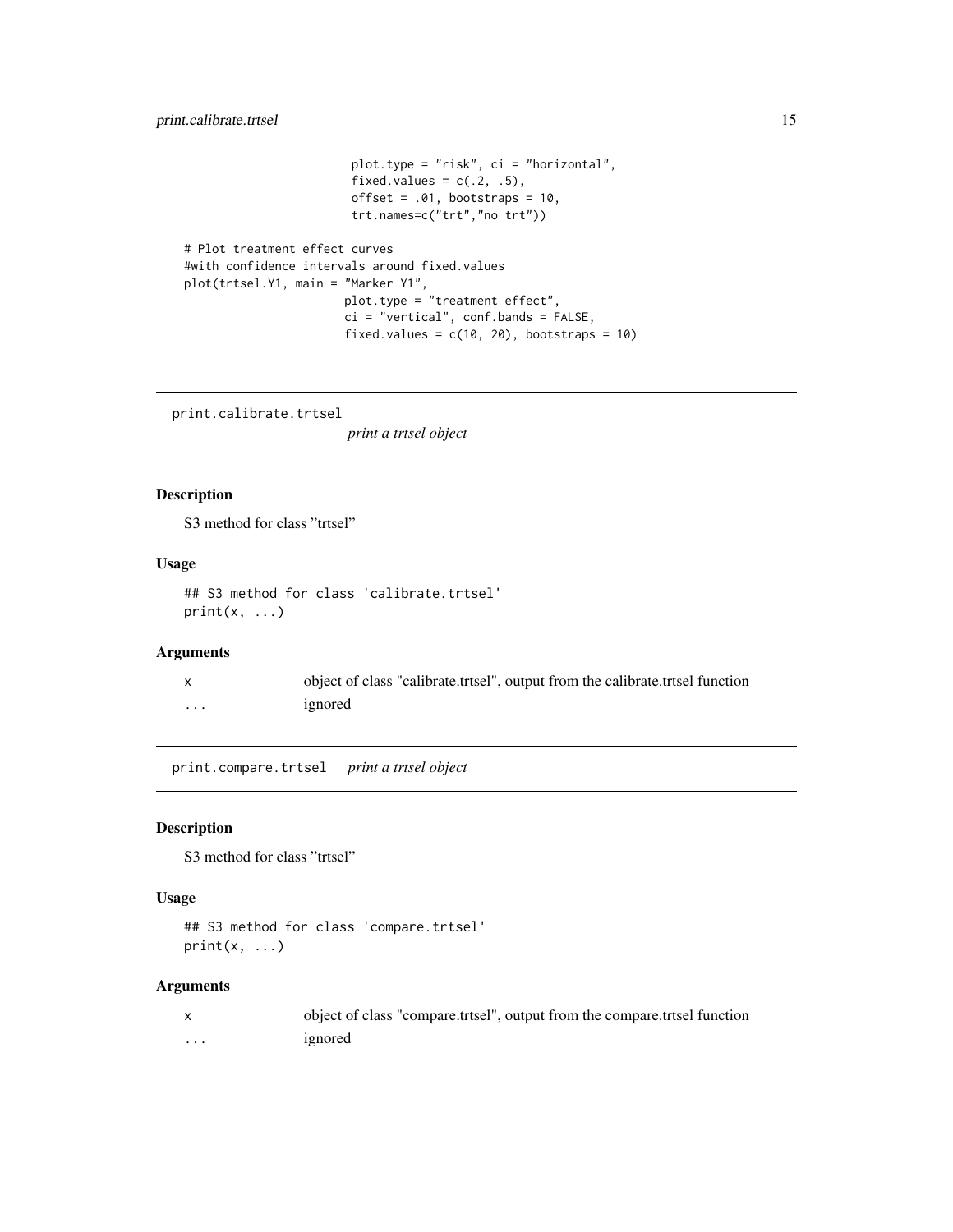```
                        plot.type = "risk", ci = "horizontal",
                        fixed.values = c(.2, .5),
                        offset = .01, bootstraps = 10,
                        trt.names=c("trt","no trt"))

# Plot treatment effect curves
#with confidence intervals around fixed.values
plot(trtsel.Y1, main = "Marker Y1",
                       plot.type = "treatment effect",
                       ci = "vertical", conf.bands = FALSE,
                       fixed.values = c(10, 20), bootstraps = 10)
```

## print.calibrate.trtsel

*print a trtsel object*

### Description

S3 method for class "trtsel"

### Usage

```
## S3 method for class 'calibrate.trtsel'
print(x, ...)
```

### Arguments

| | |
|---|---|
| x | object of class "calibrate.trtsel", output from the calibrate.trtsel function |
| ... | ignored |

## print.compare.trtsel

*print a trtsel object*

### Description

S3 method for class "trtsel"

### Usage

```
## S3 method for class 'compare.trtsel'
print(x, ...)
```

### Arguments

| | |
|---|---|
| x | object of class "compare.trtsel", output from the compare.trtsel function |
| ... | ignored |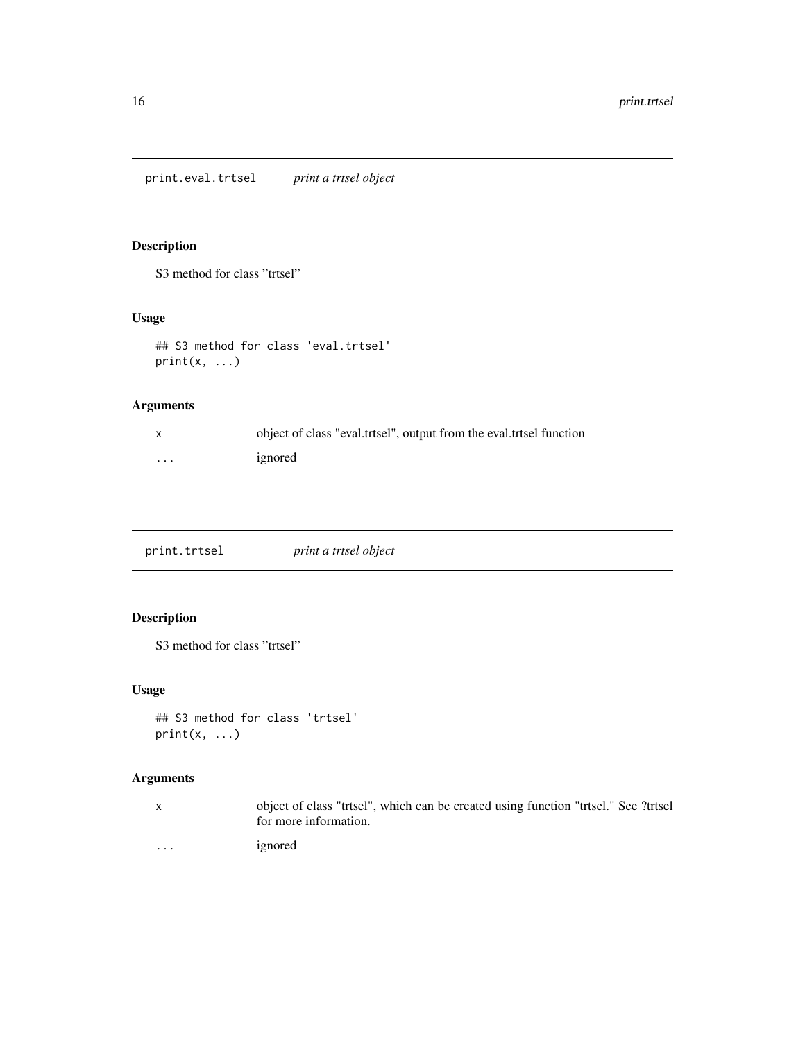## print.eval.trtsel &nbsp;&nbsp;&nbsp; *print a trtsel object*

### Description

S3 method for class "trtsel"

### Usage

```
## S3 method for class 'eval.trtsel'
print(x, ...)
```

### Arguments

| | |
|---|---|
| x | object of class "eval.trtsel", output from the eval.trtsel function |
| ... | ignored |

## print.trtsel &nbsp;&nbsp;&nbsp; *print a trtsel object*

### Description

S3 method for class "trtsel"

### Usage

```
## S3 method for class 'trtsel'
print(x, ...)
```

### Arguments

| | |
|---|---|
| x | object of class "trtsel", which can be created using function "trtsel." See ?trtsel for more information. |
| ... | ignored |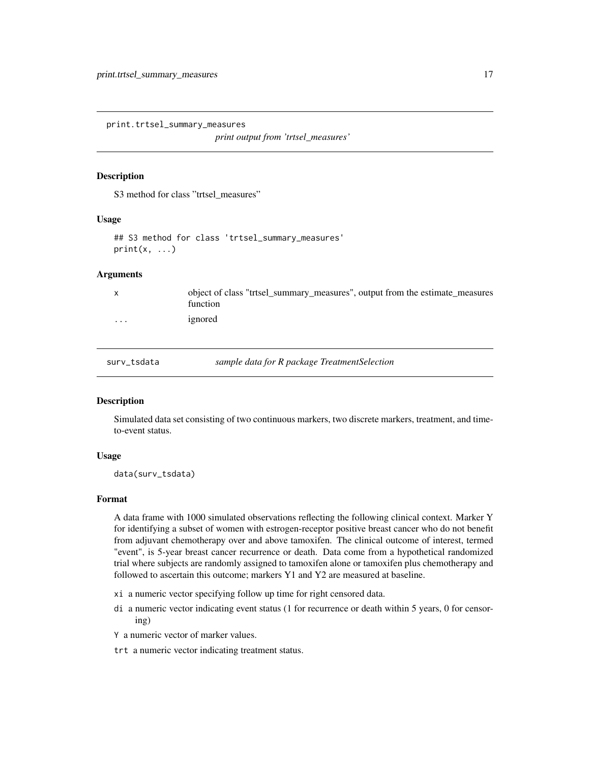## print.trtsel_summary_measures

*print output from 'trtsel_measures'*

### Description

S3 method for class "trtsel_measures"

### Usage

```
## S3 method for class 'trtsel_summary_measures'
print(x, ...)
```

### Arguments

| | |
|---|---|
| x | object of class "trtsel_summary_measures", output from the estimate_measures function |
| ... | ignored |

## surv_tsdata

*sample data for R package TreatmentSelection*

### Description

Simulated data set consisting of two continuous markers, two discrete markers, treatment, and time-to-event status.

### Usage

```
data(surv_tsdata)
```

### Format

A data frame with 1000 simulated observations reflecting the following clinical context. Marker Y for identifying a subset of women with estrogen-receptor positive breast cancer who do not benefit from adjuvant chemotherapy over and above tamoxifen. The clinical outcome of interest, termed "event", is 5-year breast cancer recurrence or death. Data come from a hypothetical randomized trial where subjects are randomly assigned to tamoxifen alone or tamoxifen plus chemotherapy and followed to ascertain this outcome; markers Y1 and Y2 are measured at baseline.

- `xi` a numeric vector specifying follow up time for right censored data.
- `di` a numeric vector indicating event status (1 for recurrence or death within 5 years, 0 for censoring)
- `Y` a numeric vector of marker values.
- `trt` a numeric vector indicating treatment status.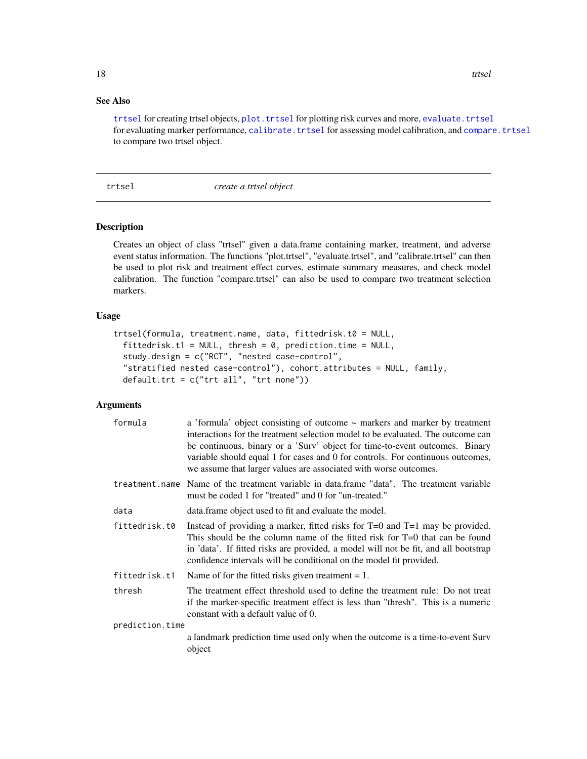## See Also

`trtsel` for creating trtsel objects, `plot.trtsel` for plotting risk curves and more, `evaluate.trtsel` for evaluating marker performance, `calibrate.trtsel` for assessing model calibration, and `compare.trtsel` to compare two trtsel object.

---

trtsel &nbsp;&nbsp;&nbsp;&nbsp;&nbsp;&nbsp;&nbsp;&nbsp; *create a trtsel object*

---

## Description

Creates an object of class "trtsel" given a data.frame containing marker, treatment, and adverse event status information. The functions "plot.trtsel", "evaluate.trtsel", and "calibrate.trtsel" can then be used to plot risk and treatment effect curves, estimate summary measures, and check model calibration. The function "compare.trtsel" can also be used to compare two treatment selection markers.

## Usage

```
trtsel(formula, treatment.name, data, fittedrisk.t0 = NULL,
  fittedrisk.t1 = NULL, thresh = 0, prediction.time = NULL,
  study.design = c("RCT", "nested case-control",
  "stratified nested case-control"), cohort.attributes = NULL, family,
  default.trt = c("trt all", "trt none"))
```

## Arguments

| | |
|---|---|
| `formula` | a 'formula' object consisting of outcome ~ markers and marker by treatment interactions for the treatment selection model to be evaluated. The outcome can be continuous, binary or a 'Surv' object for time-to-event outcomes. Binary variable should equal 1 for cases and 0 for controls. For continuous outcomes, we assume that larger values are associated with worse outcomes. |
| `treatment.name` | Name of the treatment variable in data.frame "data". The treatment variable must be coded 1 for "treated" and 0 for "un-treated." |
| `data` | data.frame object used to fit and evaluate the model. |
| `fittedrisk.t0` | Instead of providing a marker, fitted risks for T=0 and T=1 may be provided. This should be the column name of the fitted risk for T=0 that can be found in 'data'. If fitted risks are provided, a model will not be fit, and all bootstrap confidence intervals will be conditional on the model fit provided. |
| `fittedrisk.t1` | Name of for the fitted risks given treatment = 1. |
| `thresh` | The treatment effect threshold used to define the treatment rule: Do not treat if the marker-specific treatment effect is less than "thresh". This is a numeric constant with a default value of 0. |
| `prediction.time` | a landmark prediction time used only when the outcome is a time-to-event Surv object |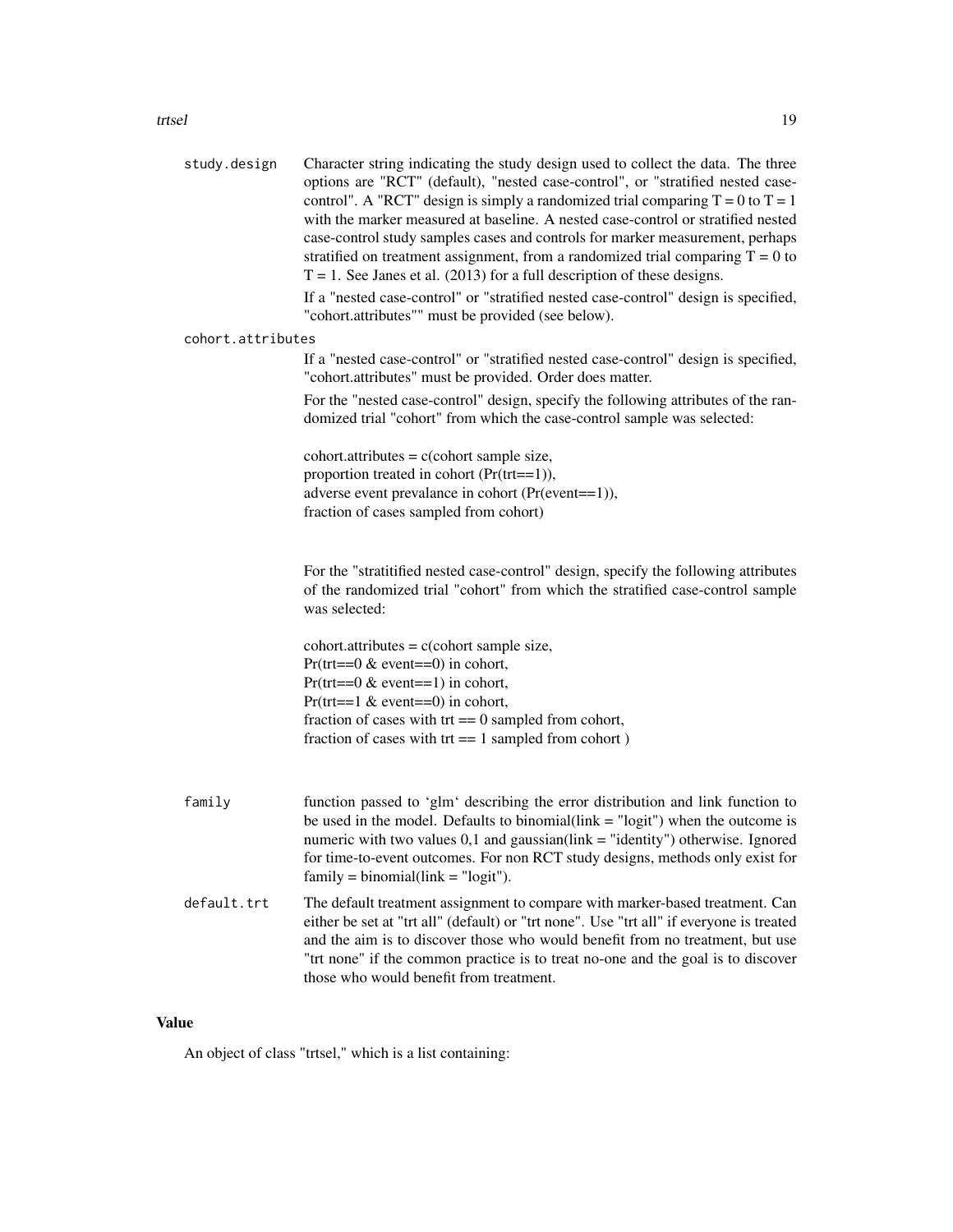`study.design` Character string indicating the study design used to collect the data. The three options are "RCT" (default), "nested case-control", or "stratified nested case-control". A "RCT" design is simply a randomized trial comparing T = 0 to T = 1 with the marker measured at baseline. A nested case-control or stratified nested case-control study samples cases and controls for marker measurement, perhaps stratified on treatment assignment, from a randomized trial comparing T = 0 to T = 1. See Janes et al. (2013) for a full description of these designs.

If a "nested case-control" or "stratified nested case-control" design is specified, "cohort.attributes"" must be provided (see below).

`cohort.attributes`

If a "nested case-control" or "stratified nested case-control" design is specified, "cohort.attributes" must be provided. Order does matter.

For the "nested case-control" design, specify the following attributes of the randomized trial "cohort" from which the case-control sample was selected:

```
cohort.attributes = c(cohort sample size,
proportion treated in cohort (Pr(trt==1)),
adverse event prevalance in cohort (Pr(event==1)),
fraction of cases sampled from cohort)
```

For the "stratitified nested case-control" design, specify the following attributes of the randomized trial "cohort" from which the stratified case-control sample was selected:

```
cohort.attributes = c(cohort sample size,
Pr(trt==0 & event==0) in cohort,
Pr(trt==0 & event==1) in cohort,
Pr(trt==1 & event==0) in cohort,
fraction of cases with trt == 0 sampled from cohort,
fraction of cases with trt == 1 sampled from cohort )
```

`family` function passed to 'glm' describing the error distribution and link function to be used in the model. Defaults to binomial(link = "logit") when the outcome is numeric with two values 0,1 and gaussian(link = "identity") otherwise. Ignored for time-to-event outcomes. For non RCT study designs, methods only exist for family = binomial(link = "logit").

`default.trt` The default treatment assignment to compare with marker-based treatment. Can either be set at "trt all" (default) or "trt none". Use "trt all" if everyone is treated and the aim is to discover those who would benefit from no treatment, but use "trt none" if the common practice is to treat no-one and the goal is to discover those who would benefit from treatment.

## Value

An object of class "trtsel," which is a list containing: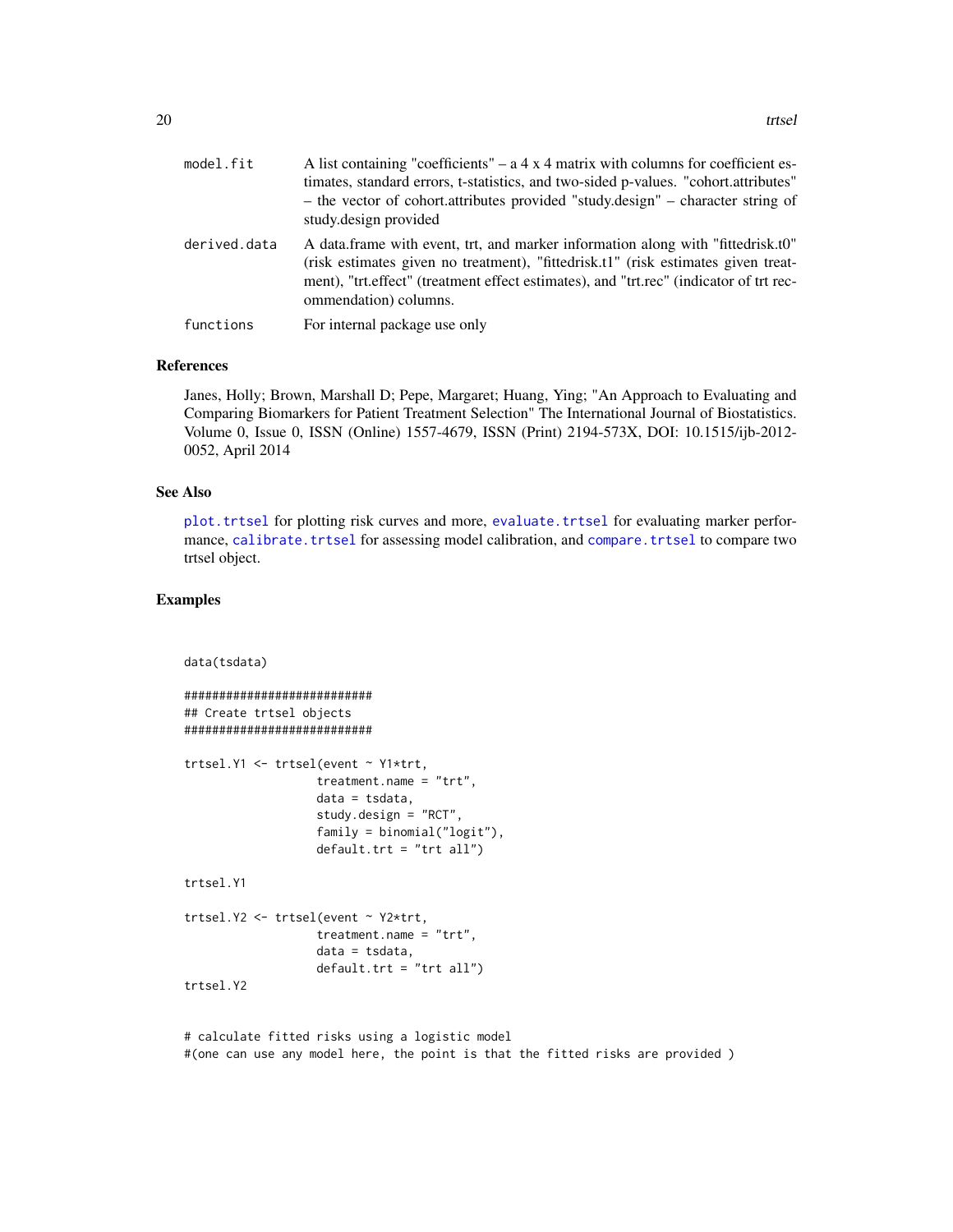| | |
|---|---|
| `model.fit` | A list containing "coefficients" – a 4 x 4 matrix with columns for coefficient estimates, standard errors, t-statistics, and two-sided p-values. "cohort.attributes" – the vector of cohort.attributes provided "study.design" – character string of study.design provided |
| `derived.data` | A data.frame with event, trt, and marker information along with "fittedrisk.t0" (risk estimates given no treatment), "fittedrisk.t1" (risk estimates given treatment), "trt.effect" (treatment effect estimates), and "trt.rec" (indicator of trt recommendation) columns. |
| `functions` | For internal package use only |

## References

Janes, Holly; Brown, Marshall D; Pepe, Margaret; Huang, Ying; "An Approach to Evaluating and Comparing Biomarkers for Patient Treatment Selection" The International Journal of Biostatistics. Volume 0, Issue 0, ISSN (Online) 1557-4679, ISSN (Print) 2194-573X, DOI: 10.1515/ijb-2012-0052, April 2014

## See Also

`plot.trtsel` for plotting risk curves and more, `evaluate.trtsel` for evaluating marker performance, `calibrate.trtsel` for assessing model calibration, and `compare.trtsel` to compare two trtsel object.

## Examples

```
data(tsdata)

###########################
## Create trtsel objects
###########################

trtsel.Y1 <- trtsel(event ~ Y1*trt,
                   treatment.name = "trt",
                   data = tsdata,
                   study.design = "RCT",
                   family = binomial("logit"),
                   default.trt = "trt all")

trtsel.Y1

trtsel.Y2 <- trtsel(event ~ Y2*trt,
                   treatment.name = "trt",
                   data = tsdata,
                   default.trt = "trt all")
trtsel.Y2


# calculate fitted risks using a logistic model
#(one can use any model here, the point is that the fitted risks are provided )
```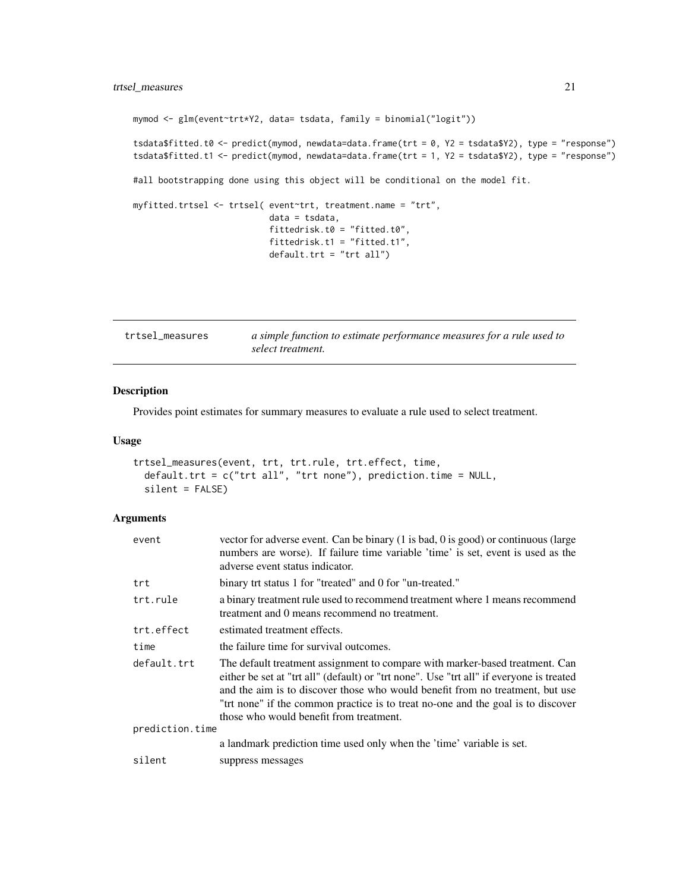```
mymod <- glm(event~trt*Y2, data= tsdata, family = binomial("logit"))

tsdata$fitted.t0 <- predict(mymod, newdata=data.frame(trt = 0, Y2 = tsdata$Y2), type = "response")
tsdata$fitted.t1 <- predict(mymod, newdata=data.frame(trt = 1, Y2 = tsdata$Y2), type = "response")

#all bootstrapping done using this object will be conditional on the model fit.

myfitted.trtsel <- trtsel( event~trt, treatment.name = "trt",
                           data = tsdata,
                           fittedrisk.t0 = "fitted.t0",
                           fittedrisk.t1 = "fitted.t1",
                           default.trt = "trt all")
```

---

`trtsel_measures` *a simple function to estimate performance measures for a rule used to select treatment.*

---

### Description

Provides point estimates for summary measures to evaluate a rule used to select treatment.

### Usage

```
trtsel_measures(event, trt, trt.rule, trt.effect, time,
  default.trt = c("trt all", "trt none"), prediction.time = NULL,
  silent = FALSE)
```

### Arguments

| | |
|---|---|
| `event` | vector for adverse event. Can be binary (1 is bad, 0 is good) or continuous (large numbers are worse). If failure time variable 'time' is set, event is used as the adverse event status indicator. |
| `trt` | binary trt status 1 for "treated" and 0 for "un-treated." |
| `trt.rule` | a binary treatment rule used to recommend treatment where 1 means recommend treatment and 0 means recommend no treatment. |
| `trt.effect` | estimated treatment effects. |
| `time` | the failure time for survival outcomes. |
| `default.trt` | The default treatment assignment to compare with marker-based treatment. Can either be set at "trt all" (default) or "trt none". Use "trt all" if everyone is treated and the aim is to discover those who would benefit from no treatment, but use "trt none" if the common practice is to treat no-one and the goal is to discover those who would benefit from treatment. |
| `prediction.time` | a landmark prediction time used only when the 'time' variable is set. |
| `silent` | suppress messages |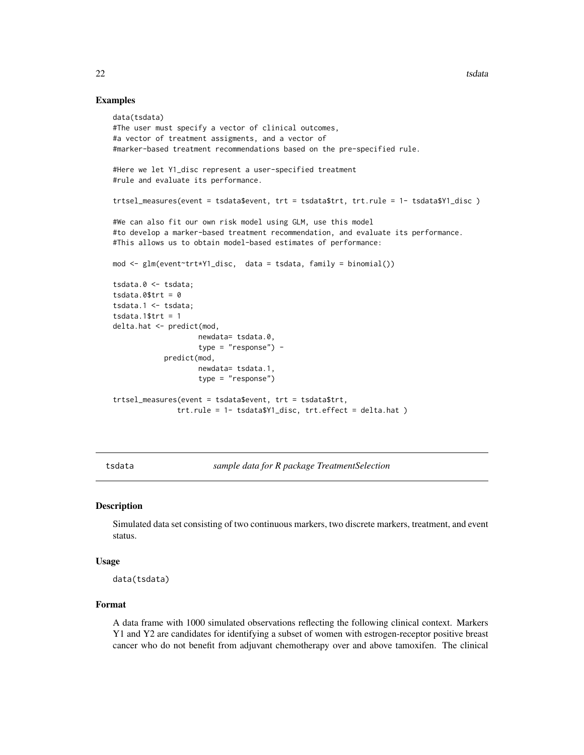## Examples

```
data(tsdata)
#The user must specify a vector of clinical outcomes,
#a vector of treatment assigments, and a vector of
#marker-based treatment recommendations based on the pre-specified rule.

#Here we let Y1_disc represent a user-specified treatment
#rule and evaluate its performance.

trtsel_measures(event = tsdata$event, trt = tsdata$trt, trt.rule = 1- tsdata$Y1_disc )

#We can also fit our own risk model using GLM, use this model
#to develop a marker-based treatment recommendation, and evaluate its performance.
#This allows us to obtain model-based estimates of performance:

mod <- glm(event~trt*Y1_disc,  data = tsdata, family = binomial())

tsdata.0 <- tsdata;
tsdata.0$trt = 0
tsdata.1 <- tsdata;
tsdata.1$trt = 1
delta.hat <- predict(mod,
                     newdata= tsdata.0,
                     type = "response") -
            predict(mod,
                     newdata= tsdata.1,
                     type = "response")

trtsel_measures(event = tsdata$event, trt = tsdata$trt,
               trt.rule = 1- tsdata$Y1_disc, trt.effect = delta.hat )
```

---

`tsdata` *sample data for R package TreatmentSelection*

---

## Description

Simulated data set consisting of two continuous markers, two discrete markers, treatment, and event status.

## Usage

```
data(tsdata)
```

## Format

A data frame with 1000 simulated observations reflecting the following clinical context. Markers Y1 and Y2 are candidates for identifying a subset of women with estrogen-receptor positive breast cancer who do not benefit from adjuvant chemotherapy over and above tamoxifen. The clinical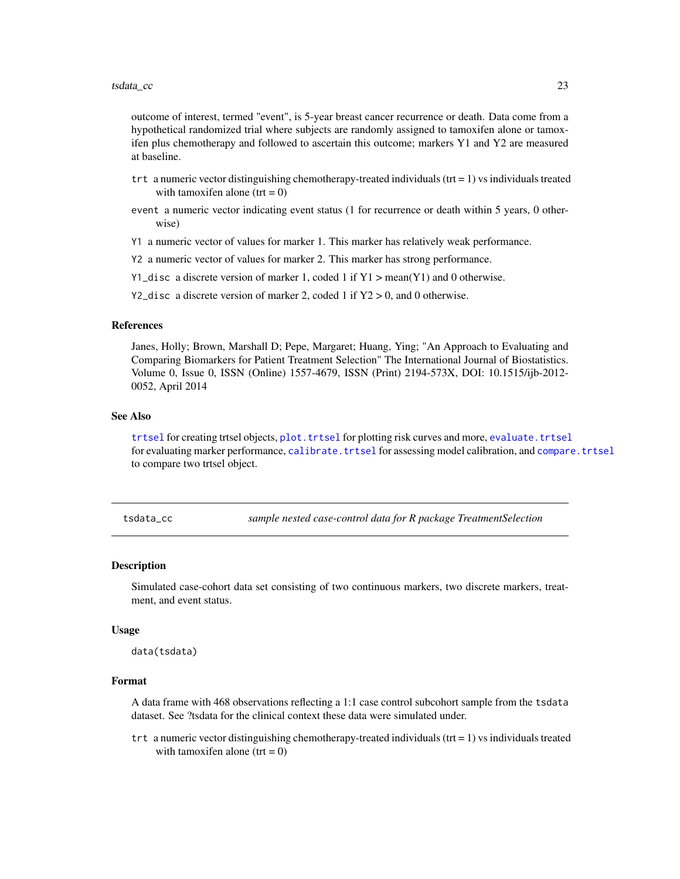outcome of interest, termed "event", is 5-year breast cancer recurrence or death. Data come from a hypothetical randomized trial where subjects are randomly assigned to tamoxifen alone or tamoxifen plus chemotherapy and followed to ascertain this outcome; markers Y1 and Y2 are measured at baseline.

- `trt` a numeric vector distinguishing chemotherapy-treated individuals (trt = 1) vs individuals treated with tamoxifen alone (trt = 0)
- `event` a numeric vector indicating event status (1 for recurrence or death within 5 years, 0 otherwise)
- `Y1` a numeric vector of values for marker 1. This marker has relatively weak performance.
- `Y2` a numeric vector of values for marker 2. This marker has strong performance.
- `Y1_disc` a discrete version of marker 1, coded 1 if Y1 > mean(Y1) and 0 otherwise.
- `Y2_disc` a discrete version of marker 2, coded 1 if Y2 > 0, and 0 otherwise.

### References

Janes, Holly; Brown, Marshall D; Pepe, Margaret; Huang, Ying; "An Approach to Evaluating and Comparing Biomarkers for Patient Treatment Selection" The International Journal of Biostatistics. Volume 0, Issue 0, ISSN (Online) 1557-4679, ISSN (Print) 2194-573X, DOI: 10.1515/ijb-2012-0052, April 2014

### See Also

`trtsel` for creating trtsel objects, `plot.trtsel` for plotting risk curves and more, `evaluate.trtsel` for evaluating marker performance, `calibrate.trtsel` for assessing model calibration, and `compare.trtsel` to compare two trtsel object.

---

## tsdata_cc &nbsp;&nbsp;&nbsp; *sample nested case-control data for R package TreatmentSelection*

### Description

Simulated case-cohort data set consisting of two continuous markers, two discrete markers, treatment, and event status.

### Usage

```
data(tsdata)
```

### Format

A data frame with 468 observations reflecting a 1:1 case control subcohort sample from the `tsdata` dataset. See ?tsdata for the clinical context these data were simulated under.

- `trt` a numeric vector distinguishing chemotherapy-treated individuals (trt = 1) vs individuals treated with tamoxifen alone (trt = 0)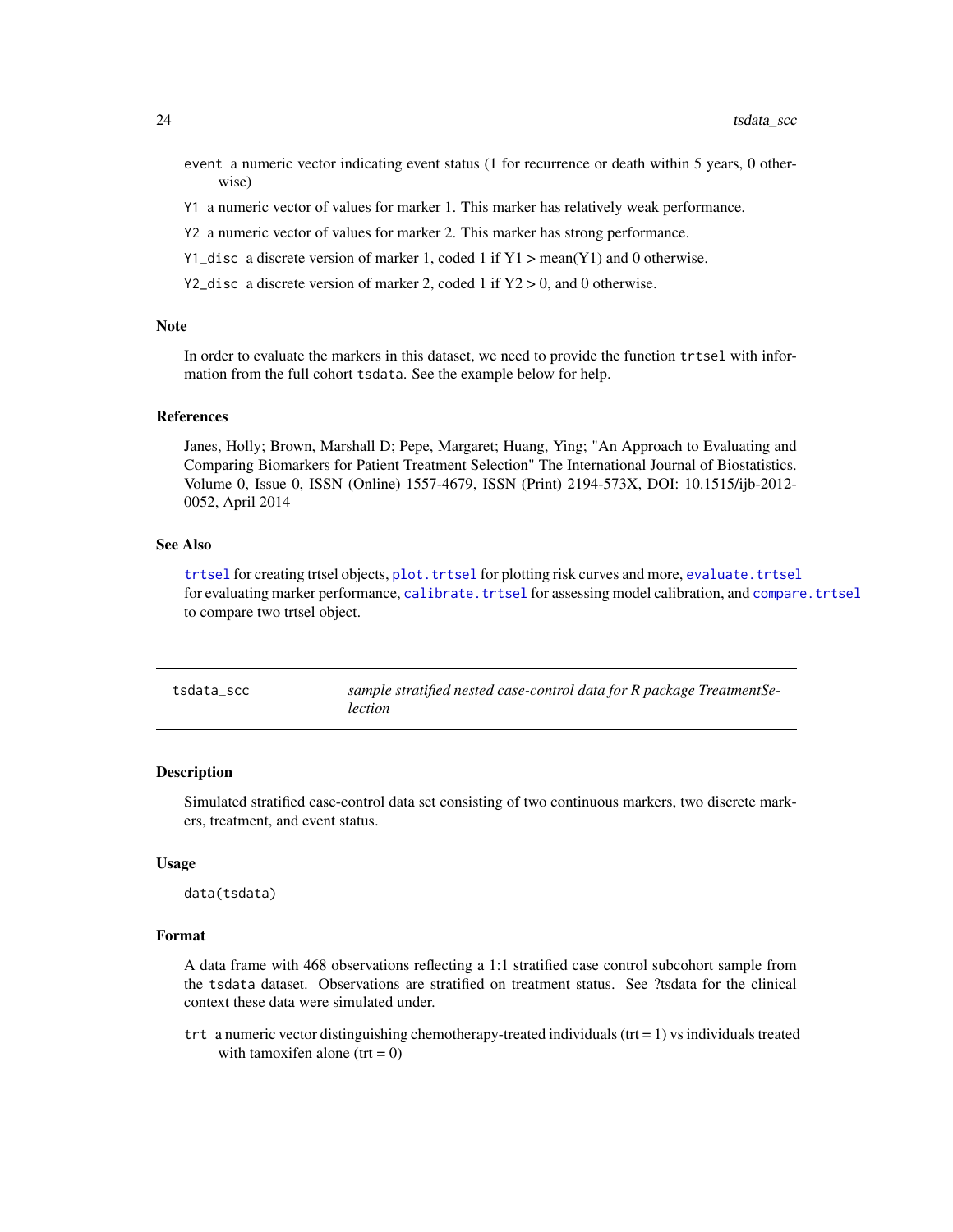event a numeric vector indicating event status (1 for recurrence or death within 5 years, 0 otherwise)

Y1 a numeric vector of values for marker 1. This marker has relatively weak performance.

Y2 a numeric vector of values for marker 2. This marker has strong performance.

Y1_disc a discrete version of marker 1, coded 1 if Y1 > mean(Y1) and 0 otherwise.

Y2_disc a discrete version of marker 2, coded 1 if Y2 > 0, and 0 otherwise.

### Note

In order to evaluate the markers in this dataset, we need to provide the function trtsel with information from the full cohort tsdata. See the example below for help.

### References

Janes, Holly; Brown, Marshall D; Pepe, Margaret; Huang, Ying; "An Approach to Evaluating and Comparing Biomarkers for Patient Treatment Selection" The International Journal of Biostatistics. Volume 0, Issue 0, ISSN (Online) 1557-4679, ISSN (Print) 2194-573X, DOI: 10.1515/ijb-2012-0052, April 2014

### See Also

trtsel for creating trtsel objects, plot.trtsel for plotting risk curves and more, evaluate.trtsel for evaluating marker performance, calibrate.trtsel for assessing model calibration, and compare.trtsel to compare two trtsel object.

---

## tsdata_scc *sample stratified nested case-control data for R package TreatmentSelection*

### Description

Simulated stratified case-control data set consisting of two continuous markers, two discrete markers, treatment, and event status.

### Usage

```
data(tsdata)
```

### Format

A data frame with 468 observations reflecting a 1:1 stratified case control subcohort sample from the tsdata dataset. Observations are stratified on treatment status. See ?tsdata for the clinical context these data were simulated under.

trt a numeric vector distinguishing chemotherapy-treated individuals (trt = 1) vs individuals treated with tamoxifen alone (trt = 0)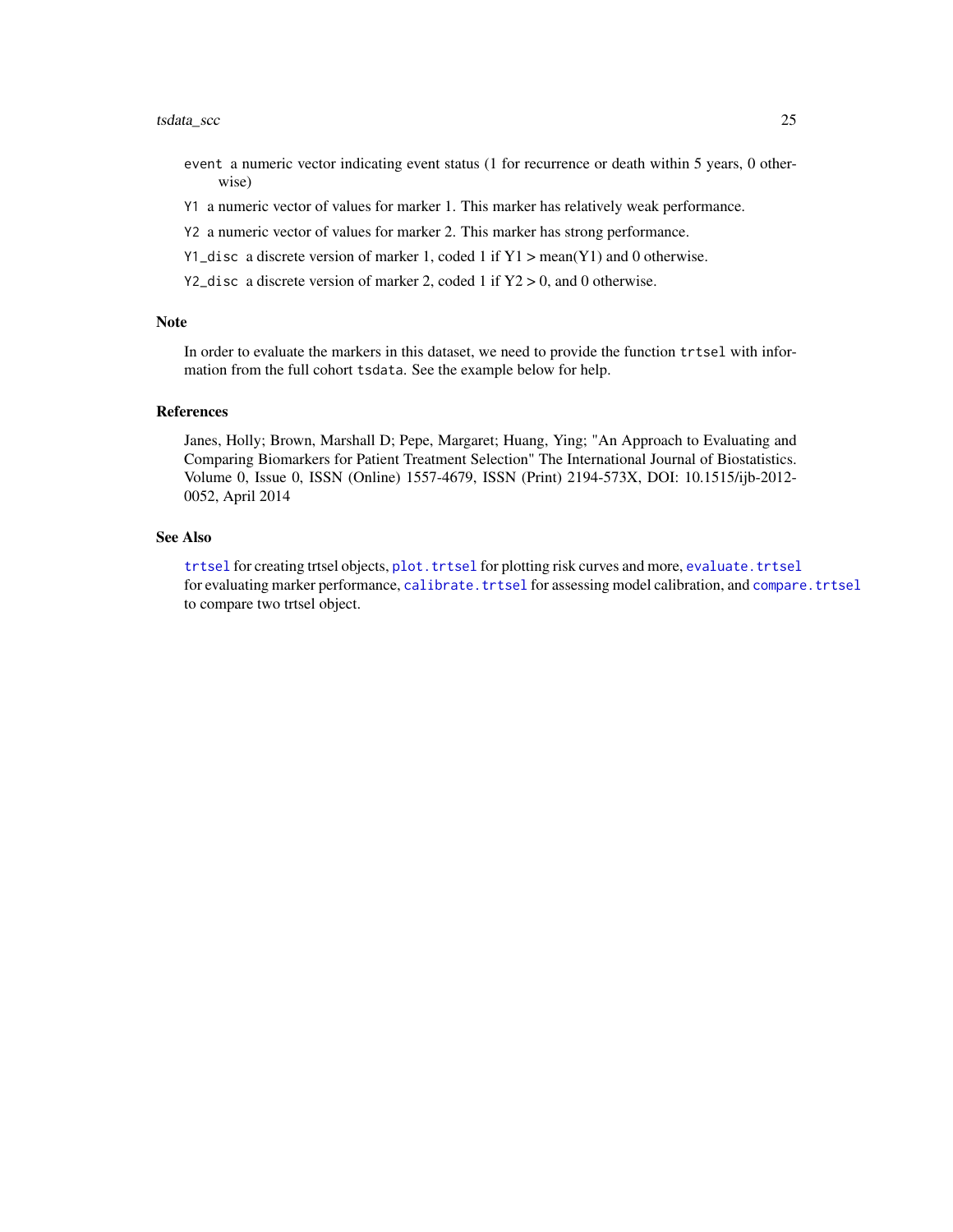`event` a numeric vector indicating event status (1 for recurrence or death within 5 years, 0 otherwise)

`Y1` a numeric vector of values for marker 1. This marker has relatively weak performance.

`Y2` a numeric vector of values for marker 2. This marker has strong performance.

`Y1_disc` a discrete version of marker 1, coded 1 if Y1 > mean(Y1) and 0 otherwise.

`Y2_disc` a discrete version of marker 2, coded 1 if Y2 > 0, and 0 otherwise.

## Note

In order to evaluate the markers in this dataset, we need to provide the function `trtsel` with information from the full cohort `tsdata`. See the example below for help.

## References

Janes, Holly; Brown, Marshall D; Pepe, Margaret; Huang, Ying; "An Approach to Evaluating and Comparing Biomarkers for Patient Treatment Selection" The International Journal of Biostatistics. Volume 0, Issue 0, ISSN (Online) 1557-4679, ISSN (Print) 2194-573X, DOI: 10.1515/ijb-2012-0052, April 2014

## See Also

`trtsel` for creating trtsel objects, `plot.trtsel` for plotting risk curves and more, `evaluate.trtsel` for evaluating marker performance, `calibrate.trtsel` for assessing model calibration, and `compare.trtsel` to compare two trtsel object.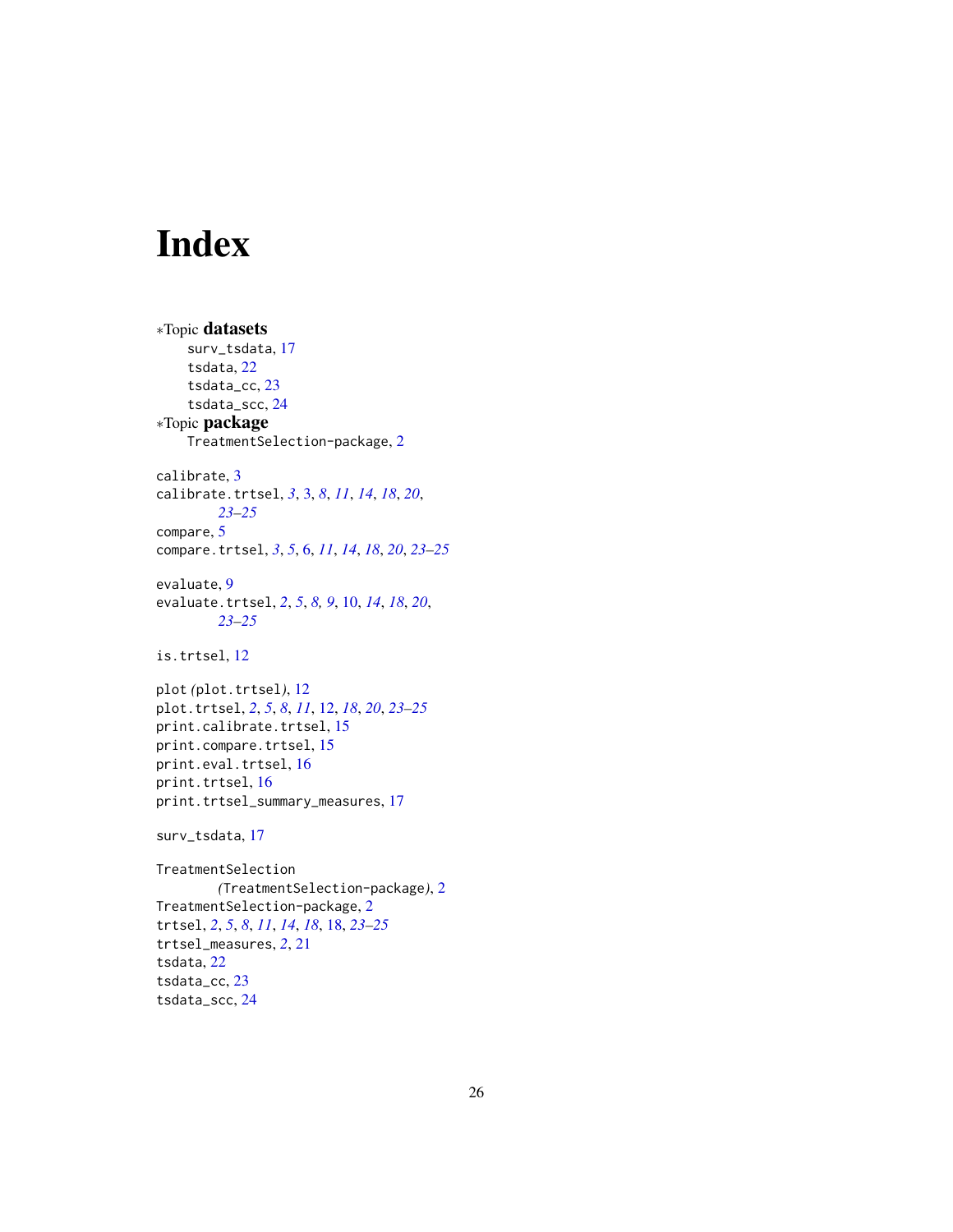# Index

*Topic **datasets**
    surv_tsdata, 17
    tsdata, 22
    tsdata_cc, 23
    tsdata_scc, 24
*Topic **package**
    TreatmentSelection-package, 2

calibrate, 3
calibrate.trtsel, *3*, 3, *8*, *11*, *14*, *18*, *20*, *23–25*
compare, 5
compare.trtsel, *3*, *5*, 6, *11*, *14*, *18*, *20*, *23–25*

evaluate, 9
evaluate.trtsel, *2*, *5*, *8, 9*, 10, *14*, *18*, *20*, *23–25*

is.trtsel, 12

plot *(*plot.trtsel*)*, 12
plot.trtsel, *2*, *5*, *8*, *11*, 12, *18*, *20*, *23–25*
print.calibrate.trtsel, 15
print.compare.trtsel, 15
print.eval.trtsel, 16
print.trtsel, 16
print.trtsel_summary_measures, 17

surv_tsdata, 17

TreatmentSelection
        *(*TreatmentSelection-package*)*, 2
TreatmentSelection-package, 2
trtsel, *2*, *5*, *8*, *11*, *14*, *18*, 18, *23–25*
trtsel_measures, *2*, 21
tsdata, 22
tsdata_cc, 23
tsdata_scc, 24